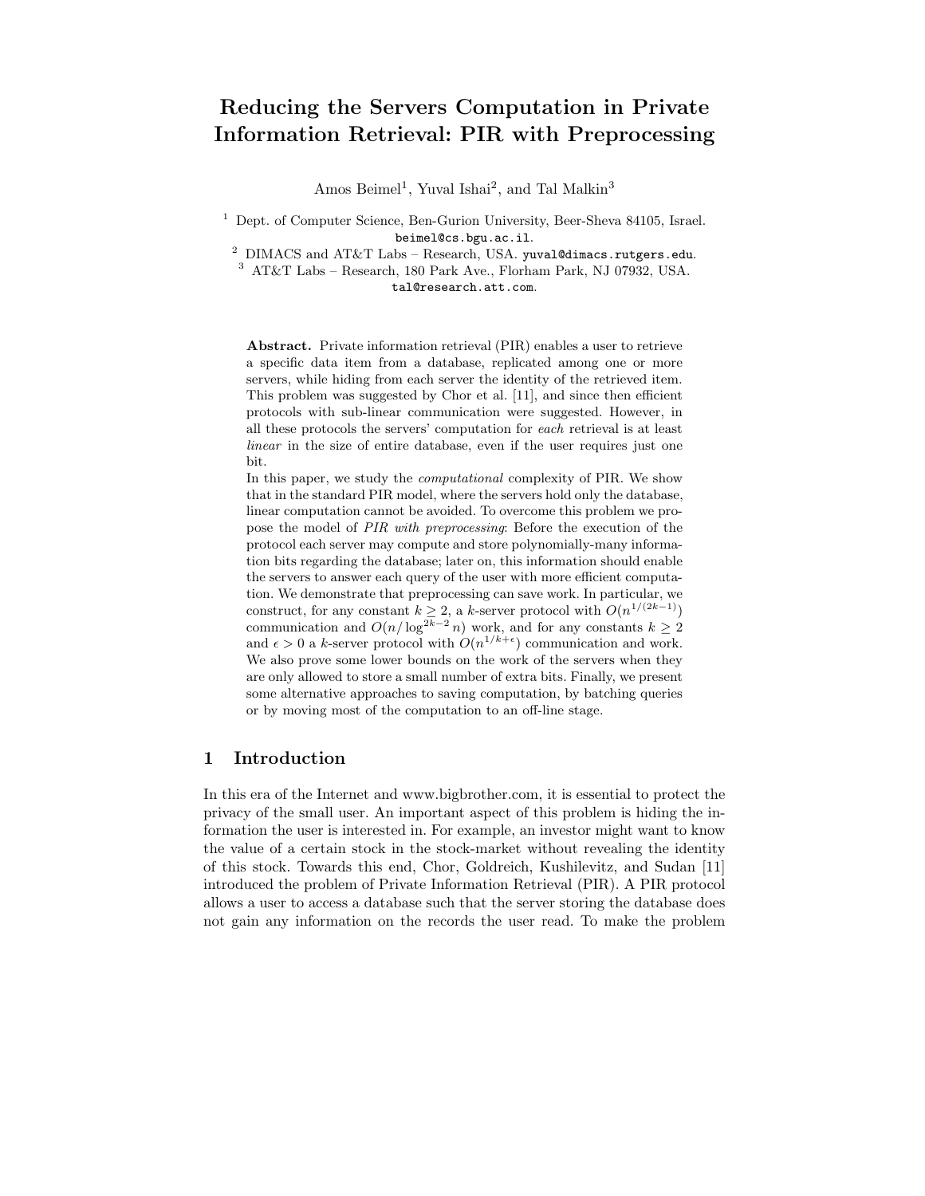# Reducing the Servers Computation in Private Information Retrieval: PIR with Preprocessing

Amos Beimel[1], Yuval Ishai[2], and Tal Malkin[3]

[1] Dept. of Computer Science, Ben-Gurion University, Beer-Sheva 84105, Israel. beimel@cs.bgu.ac.il.

[2] DIMACS and AT&T Labs – Research, USA. yuval@dimacs.rutgers.edu.

[3] AT&T Labs – Research, 180 Park Ave., Florham Park, NJ 07932, USA. tal@research.att.com.

**Abstract.** Private information retrieval (PIR) enables a user to retrieve a specific data item from a database, replicated among one or more servers, while hiding from each server the identity of the retrieved item. This problem was suggested by Chor et al. [11], and since then efficient protocols with sub-linear communication were suggested. However, in all these protocols the servers' computation for *each* retrieval is at least *linear* in the size of entire database, even if the user requires just one bit.

In this paper, we study the *computational* complexity of PIR. We show that in the standard PIR model, where the servers hold only the database, linear computation cannot be avoided. To overcome this problem we propose the model of *PIR with preprocessing*: Before the execution of the protocol each server may compute and store polynomially-many information bits regarding the database; later on, this information should enable the servers to answer each query of the user with more efficient computation. We demonstrate that preprocessing can save work. In particular, we construct, for any constant $k \geq 2$, a $k$-server protocol with $O(n^{1/(2k-1)})$ communication and $O(n/\log^{2k-2} n)$ work, and for any constants $k \geq 2$ and $\epsilon > 0$ a $k$-server protocol with $O(n^{1/k+\epsilon})$ communication and work. We also prove some lower bounds on the work of the servers when they are only allowed to store a small number of extra bits. Finally, we present some alternative approaches to saving computation, by batching queries or by moving most of the computation to an off-line stage.

## 1 Introduction

In this era of the Internet and www.bigbrother.com, it is essential to protect the privacy of the small user. An important aspect of this problem is hiding the information the user is interested in. For example, an investor might want to know the value of a certain stock in the stock-market without revealing the identity of this stock. Towards this end, Chor, Goldreich, Kushilevitz, and Sudan [11] introduced the problem of Private Information Retrieval (PIR). A PIR protocol allows a user to access a database such that the server storing the database does not gain any information on the records the user read. To make the problem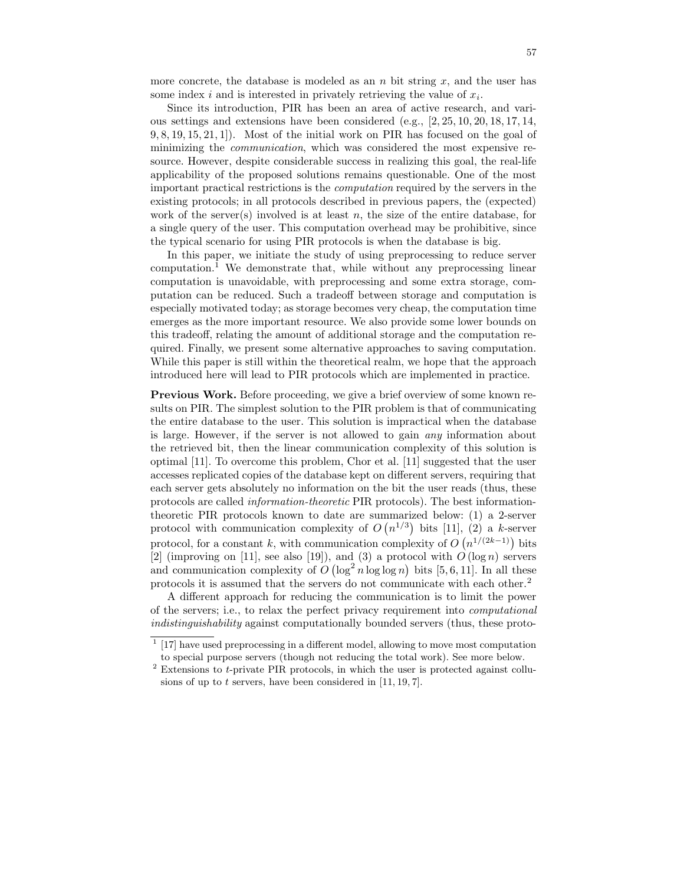more concrete, the database is modeled as an $n$ bit string $x$, and the user has some index $i$ and is interested in privately retrieving the value of $x_i$.

Since its introduction, PIR has been an area of active research, and various settings and extensions have been considered (e.g., [2, 25, 10, 20, 18, 17, 14, 9, 8, 19, 15, 21, 1]). Most of the initial work on PIR has focused on the goal of minimizing the *communication*, which was considered the most expensive resource. However, despite considerable success in realizing this goal, the real-life applicability of the proposed solutions remains questionable. One of the most important practical restrictions is the *computation* required by the servers in the existing protocols; in all protocols described in previous papers, the (expected) work of the server(s) involved is at least $n$, the size of the entire database, for a single query of the user. This computation overhead may be prohibitive, since the typical scenario for using PIR protocols is when the database is big.

In this paper, we initiate the study of using preprocessing to reduce server computation.[1] We demonstrate that, while without any preprocessing linear computation is unavoidable, with preprocessing and some extra storage, computation can be reduced. Such a tradeoff between storage and computation is especially motivated today; as storage becomes very cheap, the computation time emerges as the more important resource. We also provide some lower bounds on this tradeoff, relating the amount of additional storage and the computation required. Finally, we present some alternative approaches to saving computation. While this paper is still within the theoretical realm, we hope that the approach introduced here will lead to PIR protocols which are implemented in practice.

**Previous Work.** Before proceeding, we give a brief overview of some known results on PIR. The simplest solution to the PIR problem is that of communicating the entire database to the user. This solution is impractical when the database is large. However, if the server is not allowed to gain *any* information about the retrieved bit, then the linear communication complexity of this solution is optimal [11]. To overcome this problem, Chor et al. [11] suggested that the user accesses replicated copies of the database kept on different servers, requiring that each server gets absolutely no information on the bit the user reads (thus, these protocols are called *information-theoretic* PIR protocols). The best information-theoretic PIR protocols known to date are summarized below: (1) a 2-server protocol with communication complexity of $O\left(n^{1/3}\right)$ bits [11], (2) a $k$-server protocol, for a constant $k$, with communication complexity of $O\left(n^{1/(2k-1)}\right)$ bits [2] (improving on [11], see also [19]), and (3) a protocol with $O(\log n)$ servers and communication complexity of $O\left(\log^2 n \log\log n\right)$ bits [5, 6, 11]. In all these protocols it is assumed that the servers do not communicate with each other.[2]

A different approach for reducing the communication is to limit the power of the servers; i.e., to relax the perfect privacy requirement into *computational indistinguishability* against computationally bounded servers (thus, these proto-

---

[1] [17] have used preprocessing in a different model, allowing to move most computation to special purpose servers (though not reducing the total work). See more below.

[2] Extensions to $t$-private PIR protocols, in which the user is protected against collusions of up to $t$ servers, have been considered in [11, 19, 7].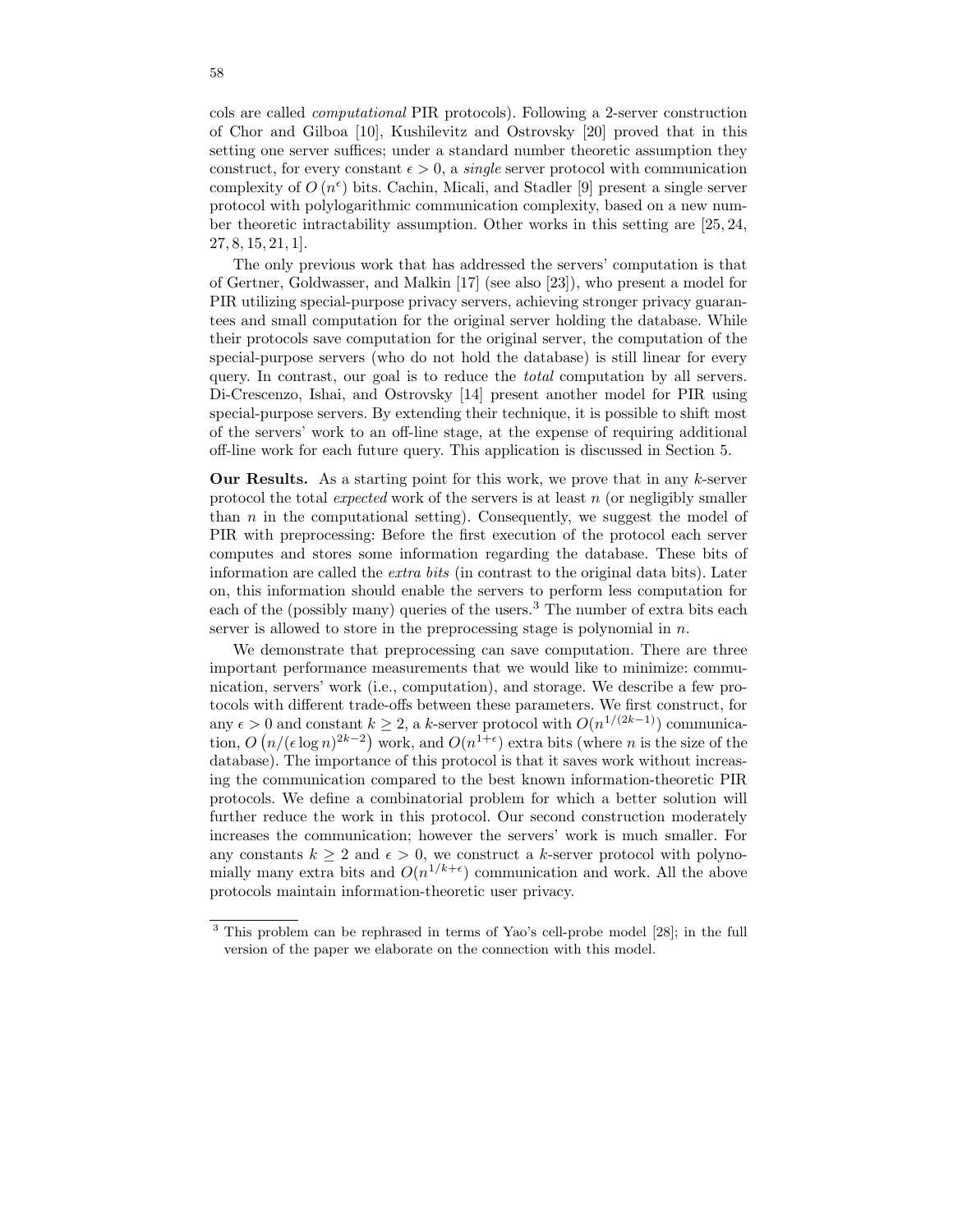cols are called *computational* PIR protocols). Following a 2-server construction of Chor and Gilboa [10], Kushilevitz and Ostrovsky [20] proved that in this setting one server suffices; under a standard number theoretic assumption they construct, for every constant $\epsilon > 0$, a *single* server protocol with communication complexity of $O(n^{\epsilon})$ bits. Cachin, Micali, and Stadler [9] present a single server protocol with polylogarithmic communication complexity, based on a new number theoretic intractability assumption. Other works in this setting are [25, 24, 27, 8, 15, 21, 1].

The only previous work that has addressed the servers' computation is that of Gertner, Goldwasser, and Malkin [17] (see also [23]), who present a model for PIR utilizing special-purpose privacy servers, achieving stronger privacy guarantees and small computation for the original server holding the database. While their protocols save computation for the original server, the computation of the special-purpose servers (who do not hold the database) is still linear for every query. In contrast, our goal is to reduce the *total* computation by all servers. Di-Crescenzo, Ishai, and Ostrovsky [14] present another model for PIR using special-purpose servers. By extending their technique, it is possible to shift most of the servers' work to an off-line stage, at the expense of requiring additional off-line work for each future query. This application is discussed in Section 5.

**Our Results.** As a starting point for this work, we prove that in any $k$-server protocol the total *expected* work of the servers is at least $n$ (or negligibly smaller than $n$ in the computational setting). Consequently, we suggest the model of PIR with preprocessing: Before the first execution of the protocol each server computes and stores some information regarding the database. These bits of information are called the *extra bits* (in contrast to the original data bits). Later on, this information should enable the servers to perform less computation for each of the (possibly many) queries of the users.[3] The number of extra bits each server is allowed to store in the preprocessing stage is polynomial in $n$.

We demonstrate that preprocessing can save computation. There are three important performance measurements that we would like to minimize: communication, servers' work (i.e., computation), and storage. We describe a few protocols with different trade-offs between these parameters. We first construct, for any $\epsilon > 0$ and constant $k \geq 2$, a $k$-server protocol with $O(n^{1/(2k-1)})$ communication, $O\left(n/(\epsilon \log n)^{2k-2}\right)$ work, and $O(n^{1+\epsilon})$ extra bits (where $n$ is the size of the database). The importance of this protocol is that it saves work without increasing the communication compared to the best known information-theoretic PIR protocols. We define a combinatorial problem for which a better solution will further reduce the work in this protocol. Our second construction moderately increases the communication; however the servers' work is much smaller. For any constants $k \geq 2$ and $\epsilon > 0$, we construct a $k$-server protocol with polynomially many extra bits and $O(n^{1/k+\epsilon})$ communication and work. All the above protocols maintain information-theoretic user privacy.

[3] This problem can be rephrased in terms of Yao's cell-probe model [28]; in the full version of the paper we elaborate on the connection with this model.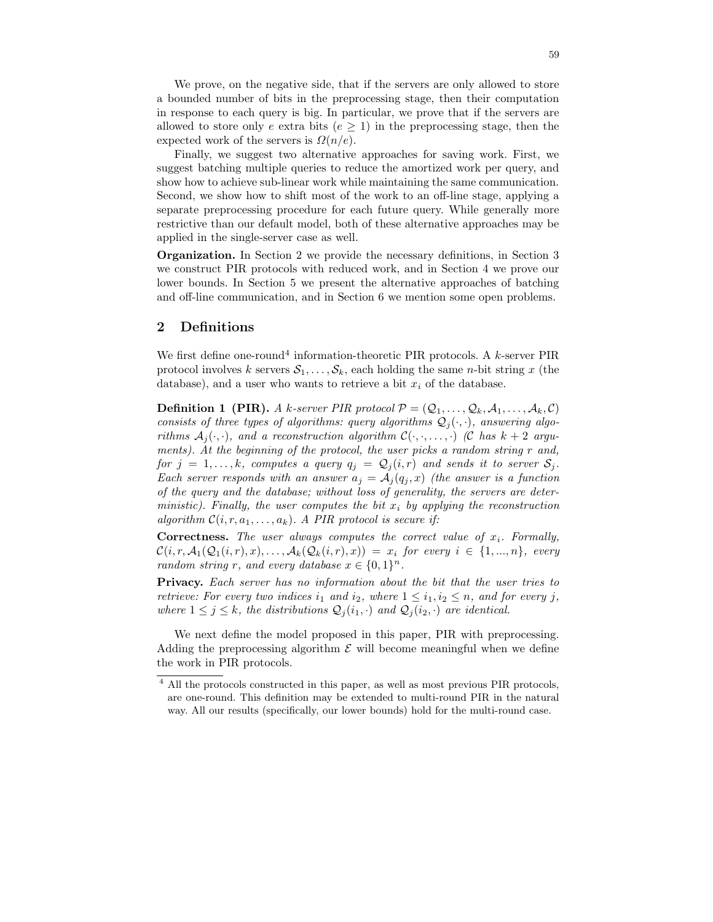We prove, on the negative side, that if the servers are only allowed to store a bounded number of bits in the preprocessing stage, then their computation in response to each query is big. In particular, we prove that if the servers are allowed to store only $e$ extra bits ($e \geq 1$) in the preprocessing stage, then the expected work of the servers is $\Omega(n/e)$.

Finally, we suggest two alternative approaches for saving work. First, we suggest batching multiple queries to reduce the amortized work per query, and show how to achieve sub-linear work while maintaining the same communication. Second, we show how to shift most of the work to an off-line stage, applying a separate preprocessing procedure for each future query. While generally more restrictive than our default model, both of these alternative approaches may be applied in the single-server case as well.

**Organization.** In Section 2 we provide the necessary definitions, in Section 3 we construct PIR protocols with reduced work, and in Section 4 we prove our lower bounds. In Section 5 we present the alternative approaches of batching and off-line communication, and in Section 6 we mention some open problems.

## 2 Definitions

We first define one-round[4] information-theoretic PIR protocols. A $k$-server PIR protocol involves $k$ servers $\mathcal{S}_1, \ldots, \mathcal{S}_k$, each holding the same $n$-bit string $x$ (the database), and a user who wants to retrieve a bit $x_i$ of the database.

**Definition 1 (PIR).** *A $k$-server PIR protocol $\mathcal{P} = (\mathcal{Q}_1, \ldots, \mathcal{Q}_k, \mathcal{A}_1, \ldots, \mathcal{A}_k, \mathcal{C})$ consists of three types of algorithms: query algorithms $\mathcal{Q}_j(\cdot, \cdot)$, answering algorithms $\mathcal{A}_j(\cdot, \cdot)$, and a reconstruction algorithm $\mathcal{C}(\cdot, \cdot, \ldots, \cdot)$ ($\mathcal{C}$ has $k + 2$ arguments). At the beginning of the protocol, the user picks a random string $r$ and, for $j = 1, \ldots, k$, computes a query $q_j = \mathcal{Q}_j(i, r)$ and sends it to server $\mathcal{S}_j$. Each server responds with an answer $a_j = \mathcal{A}_j(q_j, x)$ (the answer is a function of the query and the database; without loss of generality, the servers are deterministic). Finally, the user computes the bit $x_i$ by applying the reconstruction algorithm $\mathcal{C}(i, r, a_1, \ldots, a_k)$. A PIR protocol is secure if:*

**Correctness.** *The user always computes the correct value of $x_i$. Formally, $\mathcal{C}(i, r, \mathcal{A}_1(\mathcal{Q}_1(i, r), x), \ldots, \mathcal{A}_k(\mathcal{Q}_k(i, r), x)) = x_i$ for every $i \in \{1, ..., n\}$, every random string $r$, and every database $x \in \{0, 1\}^n$.*

**Privacy.** *Each server has no information about the bit that the user tries to retrieve: For every two indices $i_1$ and $i_2$, where $1 \leq i_1, i_2 \leq n$, and for every $j$, where $1 \leq j \leq k$, the distributions $\mathcal{Q}_j(i_1, \cdot)$ and $\mathcal{Q}_j(i_2, \cdot)$ are identical.*

We next define the model proposed in this paper, PIR with preprocessing. Adding the preprocessing algorithm $\mathcal{E}$ will become meaningful when we define the work in PIR protocols.

---

[4] All the protocols constructed in this paper, as well as most previous PIR protocols, are one-round. This definition may be extended to multi-round PIR in the natural way. All our results (specifically, our lower bounds) hold for the multi-round case.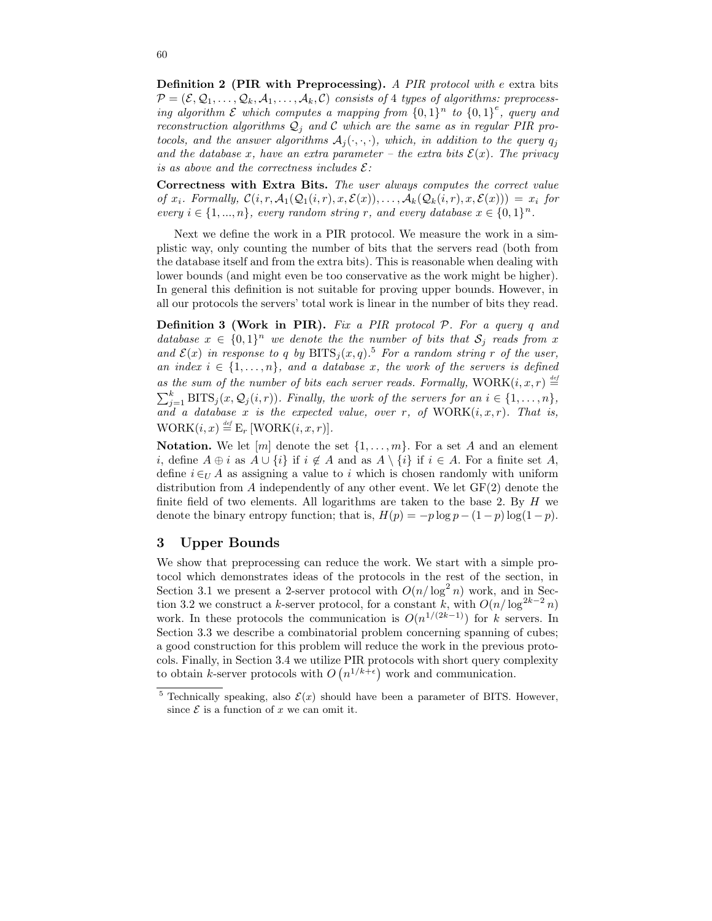**Definition 2 (PIR with Preprocessing).** *A PIR protocol with $e$ extra bits $\mathcal{P} = (\mathcal{E}, \mathcal{Q}_1, \ldots, \mathcal{Q}_k, \mathcal{A}_1, \ldots, \mathcal{A}_k, \mathcal{C})$ consists of 4 types of algorithms: preprocessing algorithm $\mathcal{E}$ which computes a mapping from $\{0,1\}^n$ to $\{0,1\}^e$, query and reconstruction algorithms $\mathcal{Q}_j$ and $\mathcal{C}$ which are the same as in regular PIR protocols, and the answer algorithms $\mathcal{A}_j(\cdot,\cdot,\cdot)$, which, in addition to the query $q_j$ and the database $x$, have an extra parameter – the extra bits $\mathcal{E}(x)$. The privacy is as above and the correctness includes $\mathcal{E}$:*

**Correctness with Extra Bits.** *The user always computes the correct value of $x_i$. Formally, $\mathcal{C}(i, r, \mathcal{A}_1(\mathcal{Q}_1(i,r), x, \mathcal{E}(x)), \ldots, \mathcal{A}_k(\mathcal{Q}_k(i,r), x, \mathcal{E}(x))) = x_i$ for every $i \in \{1, ..., n\}$, every random string $r$, and every database $x \in \{0,1\}^n$.*

Next we define the work in a PIR protocol. We measure the work in a simplistic way, only counting the number of bits that the servers read (both from the database itself and from the extra bits). This is reasonable when dealing with lower bounds (and might even be too conservative as the work might be higher). In general this definition is not suitable for proving upper bounds. However, in all our protocols the servers' total work is linear in the number of bits they read.

**Definition 3 (Work in PIR).** *Fix a PIR protocol $\mathcal{P}$. For a query $q$ and database $x \in \{0,1\}^n$ we denote the the number of bits that $\mathcal{S}_j$ reads from $x$ and $\mathcal{E}(x)$ in response to $q$ by $\mathrm{BITS}_j(x, q)$.*[5] *For a random string $r$ of the user, an index $i \in \{1, \ldots, n\}$, and a database $x$, the work of the servers is defined as the sum of the number of bits each server reads. Formally, $\mathrm{WORK}(i, x, r) \stackrel{def}{=} \sum_{j=1}^{k} \mathrm{BITS}_j(x, \mathcal{Q}_j(i,r))$. Finally, the work of the servers for an $i \in \{1, \ldots, n\}$, and a database $x$ is the expected value, over $r$, of $\mathrm{WORK}(i,x,r)$. That is, $\mathrm{WORK}(i,x) \stackrel{def}{=} \mathrm{E}_r[\mathrm{WORK}(i,x,r)]$.*

**Notation.** We let $[m]$ denote the set $\{1, \ldots, m\}$. For a set $A$ and an element $i$, define $A \oplus i$ as $A \cup \{i\}$ if $i \notin A$ and as $A \setminus \{i\}$ if $i \in A$. For a finite set $A$, define $i \in_U A$ as assigning a value to $i$ which is chosen randomly with uniform distribution from $A$ independently of any other event. We let $\mathrm{GF}(2)$ denote the finite field of two elements. All logarithms are taken to the base 2. By $H$ we denote the binary entropy function; that is, $H(p) = -p \log p - (1-p) \log(1-p)$.

## 3 Upper Bounds

We show that preprocessing can reduce the work. We start with a simple protocol which demonstrates ideas of the protocols in the rest of the section, in Section 3.1 we present a 2-server protocol with $O(n/\log^2 n)$ work, and in Section 3.2 we construct a $k$-server protocol, for a constant $k$, with $O(n/\log^{2k-2} n)$ work. In these protocols the communication is $O(n^{1/(2k-1)})$ for $k$ servers. In Section 3.3 we describe a combinatorial problem concerning spanning of cubes; a good construction for this problem will reduce the work in the previous protocols. Finally, in Section 3.4 we utilize PIR protocols with short query complexity to obtain $k$-server protocols with $O\left(n^{1/k+\epsilon}\right)$ work and communication.

[5] Technically speaking, also $\mathcal{E}(x)$ should have been a parameter of BITS. However, since $\mathcal{E}$ is a function of $x$ we can omit it.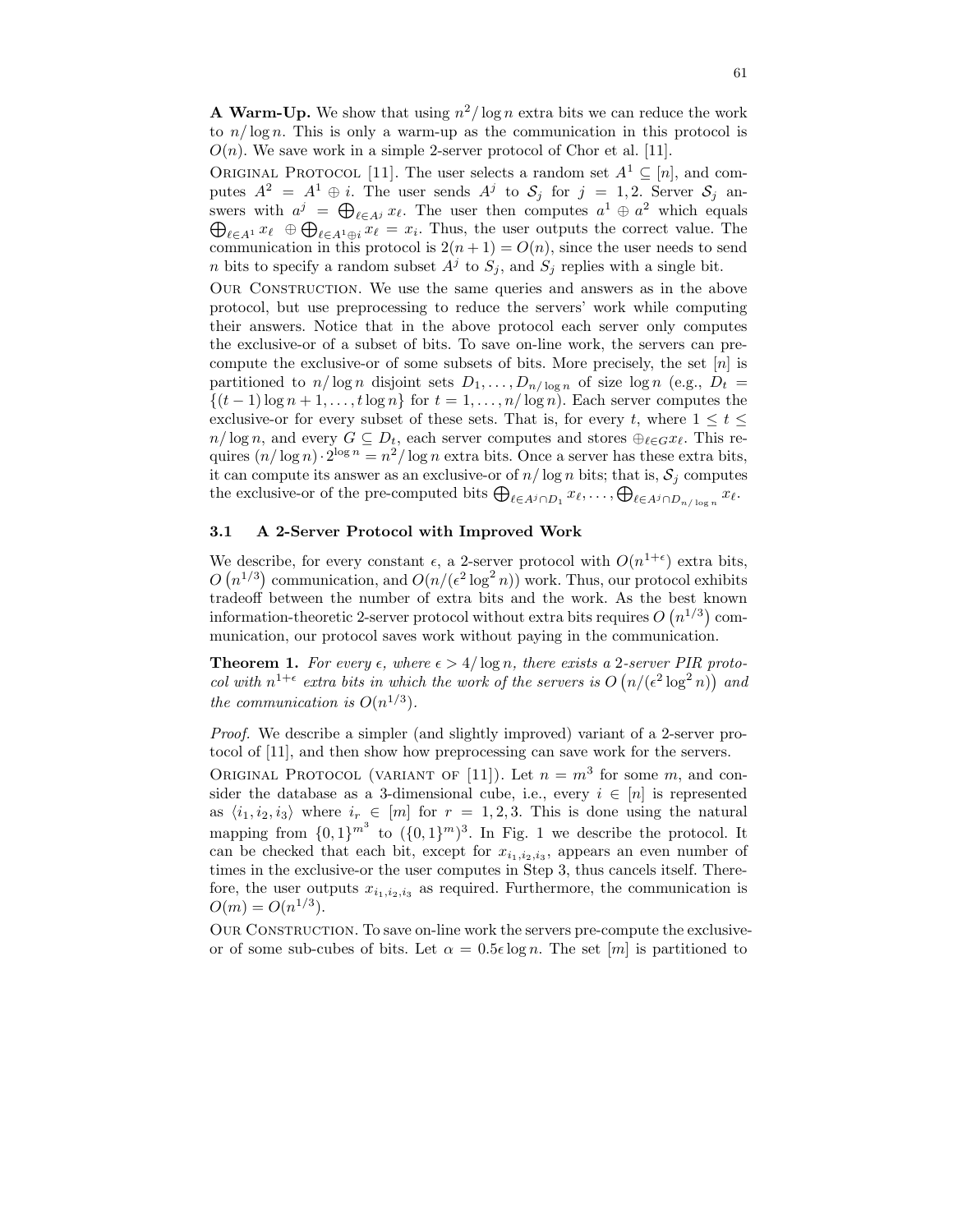**A Warm-Up.** We show that using $n^2/\log n$ extra bits we can reduce the work to $n/\log n$. This is only a warm-up as the communication in this protocol is $O(n)$. We save work in a simple 2-server protocol of Chor et al. [11].

Original Protocol [11]. The user selects a random set $A^1 \subseteq [n]$, and computes $A^2 = A^1 \oplus i$. The user sends $A^j$ to $\mathcal{S}_j$ for $j = 1, 2$. Server $\mathcal{S}_j$ answers with $a^j = \bigoplus_{\ell \in A^j} x_\ell$. The user then computes $a^1 \oplus a^2$ which equals $\bigoplus_{\ell \in A^1} x_\ell \ \oplus \bigoplus_{\ell \in A^1 \oplus i} x_\ell = x_i$. Thus, the user outputs the correct value. The communication in this protocol is $2(n+1) = O(n)$, since the user needs to send $n$ bits to specify a random subset $A^j$ to $S_j$, and $S_j$ replies with a single bit.

Our Construction. We use the same queries and answers as in the above protocol, but use preprocessing to reduce the servers' work while computing their answers. Notice that in the above protocol each server only computes the exclusive-or of a subset of bits. To save on-line work, the servers can pre-compute the exclusive-or of some subsets of bits. More precisely, the set $[n]$ is partitioned to $n/\log n$ disjoint sets $D_1, \ldots, D_{n/\log n}$ of size $\log n$ (e.g., $D_t = \{(t-1)\log n + 1, \ldots, t \log n\}$ for $t = 1, \ldots, n/\log n$). Each server computes the exclusive-or for every subset of these sets. That is, for every $t$, where $1 \leq t \leq n/\log n$, and every $G \subseteq D_t$, each server computes and stores $\oplus_{\ell \in G} x_\ell$. This requires $(n/\log n) \cdot 2^{\log n} = n^2/\log n$ extra bits. Once a server has these extra bits, it can compute its answer as an exclusive-or of $n/\log n$ bits; that is, $\mathcal{S}_j$ computes the exclusive-or of the pre-computed bits $\bigoplus_{\ell \in A^j \cap D_1} x_\ell, \ldots, \bigoplus_{\ell \in A^j \cap D_{n/\log n}} x_\ell$.

## 3.1 A 2-Server Protocol with Improved Work

We describe, for every constant $\epsilon$, a 2-server protocol with $O(n^{1+\epsilon})$ extra bits, $O\left(n^{1/3}\right)$ communication, and $O(n/(\epsilon^2 \log^2 n))$ work. Thus, our protocol exhibits tradeoff between the number of extra bits and the work. As the best known information-theoretic 2-server protocol without extra bits requires $O\left(n^{1/3}\right)$ communication, our protocol saves work without paying in the communication.

**Theorem 1.** *For every $\epsilon$, where $\epsilon > 4/\log n$, there exists a 2-server PIR protocol with $n^{1+\epsilon}$ extra bits in which the work of the servers is $O\left(n/(\epsilon^2 \log^2 n)\right)$ and the communication is $O(n^{1/3})$.*

*Proof.* We describe a simpler (and slightly improved) variant of a 2-server protocol of [11], and then show how preprocessing can save work for the servers.

Original Protocol (variant of [11]). Let $n = m^3$ for some $m$, and consider the database as a 3-dimensional cube, i.e., every $i \in [n]$ is represented as $\langle i_1, i_2, i_3 \rangle$ where $i_r \in [m]$ for $r = 1, 2, 3$. This is done using the natural mapping from $\{0,1\}^{m^3}$ to $(\{0,1\}^m)^3$. In Fig. 1 we describe the protocol. It can be checked that each bit, except for $x_{i_1,i_2,i_3}$, appears an even number of times in the exclusive-or the user computes in Step 3, thus cancels itself. Therefore, the user outputs $x_{i_1,i_2,i_3}$ as required. Furthermore, the communication is $O(m) = O(n^{1/3})$.

Our Construction. To save on-line work the servers pre-compute the exclusive-or of some sub-cubes of bits. Let $\alpha = 0.5\epsilon \log n$. The set $[m]$ is partitioned to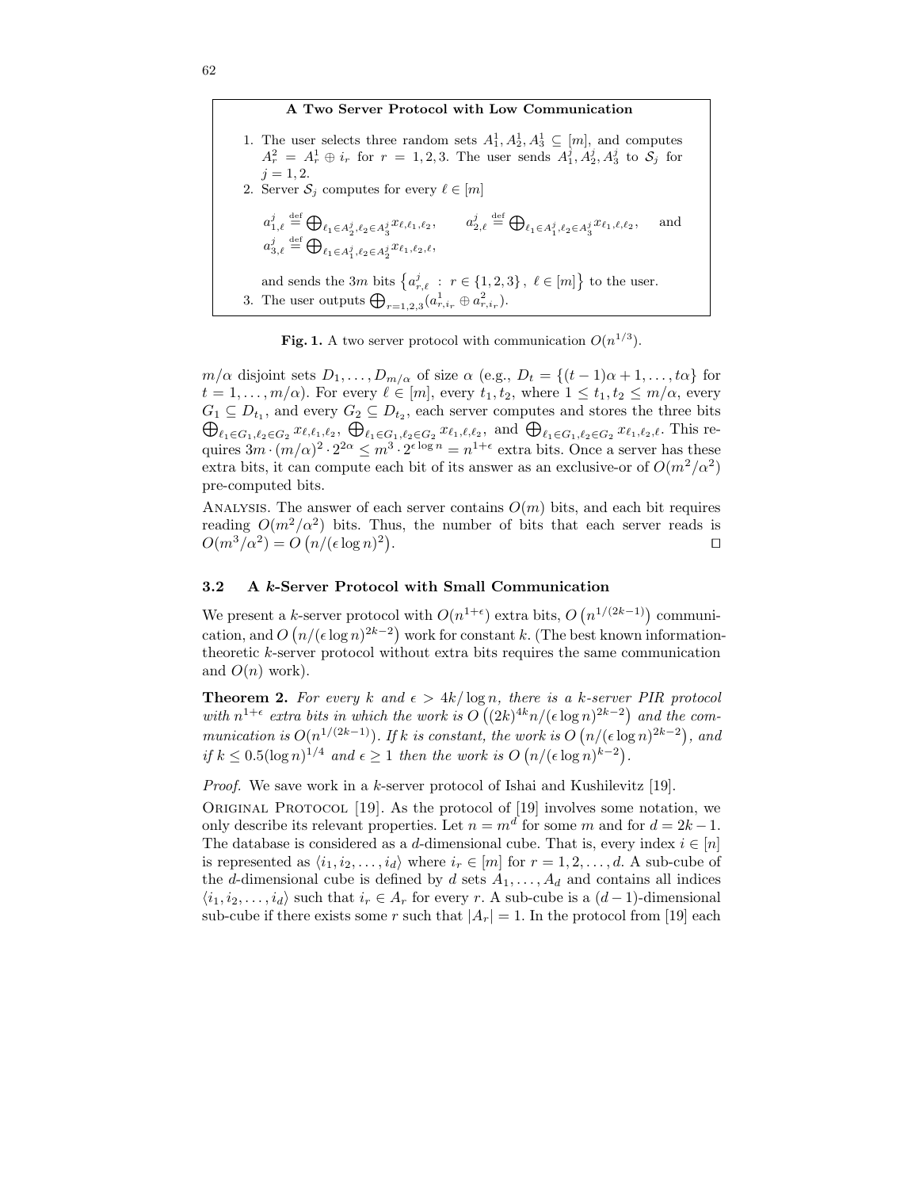**A Two Server Protocol with Low Communication**

1. The user selects three random sets $A_1^1, A_2^1, A_3^1 \subseteq [m]$, and computes $A_r^2 = A_r^1 \oplus i_r$ for $r = 1, 2, 3$. The user sends $A_1^j, A_2^j, A_3^j$ to $\mathcal{S}_j$ for $j = 1, 2$.
2. Server $\mathcal{S}_j$ computes for every $\ell \in [m]$

   $a_{1,\ell}^j \stackrel{\text{def}}{=} \bigoplus_{\ell_1 \in A_2^j, \ell_2 \in A_3^j} x_{\ell,\ell_1,\ell_2}$, $\quad a_{2,\ell}^j \stackrel{\text{def}}{=} \bigoplus_{\ell_1 \in A_1^j, \ell_2 \in A_3^j} x_{\ell_1,\ell,\ell_2}$, and $a_{3,\ell}^j \stackrel{\text{def}}{=} \bigoplus_{\ell_1 \in A_1^j, \ell_2 \in A_2^j} x_{\ell_1,\ell_2,\ell}$,

   and sends the $3m$ bits $\left\{a_{r,\ell}^j \, : \, r \in \{1, 2, 3\}, \, \ell \in [m]\right\}$ to the user.
3. The user outputs $\bigoplus_{r=1,2,3} (a_{r,i_r}^1 \oplus a_{r,i_r}^2)$.

**Fig. 1.** A two server protocol with communication $O(n^{1/3})$.

$m/\alpha$ disjoint sets $D_1, \ldots, D_{m/\alpha}$ of size $\alpha$ (e.g., $D_t = \{(t-1)\alpha + 1, \ldots, t\alpha\}$ for $t = 1, \ldots, m/\alpha$). For every $\ell \in [m]$, every $t_1, t_2$, where $1 \leq t_1, t_2 \leq m/\alpha$, every $G_1 \subseteq D_{t_1}$, and every $G_2 \subseteq D_{t_2}$, each server computes and stores the three bits $\bigoplus_{\ell_1 \in G_1, \ell_2 \in G_2} x_{\ell,\ell_1,\ell_2}$, $\bigoplus_{\ell_1 \in G_1, \ell_2 \in G_2} x_{\ell_1,\ell,\ell_2}$, and $\bigoplus_{\ell_1 \in G_1, \ell_2 \in G_2} x_{\ell_1,\ell_2,\ell}$. This requires $3m \cdot (m/\alpha)^2 \cdot 2^{2\alpha} \leq m^3 \cdot 2^{\epsilon \log n} = n^{1+\epsilon}$ extra bits. Once a server has these extra bits, it can compute each bit of its answer as an exclusive-or of $O(m^2/\alpha^2)$ pre-computed bits.

Analysis. The answer of each server contains $O(m)$ bits, and each bit requires reading $O(m^2/\alpha^2)$ bits. Thus, the number of bits that each server reads is $O(m^3/\alpha^2) = O\left(n/(\epsilon \log n)^2\right)$. ☐

### 3.2 A $k$-Server Protocol with Small Communication

We present a $k$-server protocol with $O(n^{1+\epsilon})$ extra bits, $O\left(n^{1/(2k-1)}\right)$ communication, and $O\left(n/(\epsilon \log n)^{2k-2}\right)$ work for constant $k$. (The best known information-theoretic $k$-server protocol without extra bits requires the same communication and $O(n)$ work).

**Theorem 2.** *For every $k$ and $\epsilon > 4k/\log n$, there is a $k$-server PIR protocol with $n^{1+\epsilon}$ extra bits in which the work is $O\left((2k)^{4k} n/(\epsilon \log n)^{2k-2}\right)$ and the communication is $O(n^{1/(2k-1)})$. If $k$ is constant, the work is $O\left(n/(\epsilon \log n)^{2k-2}\right)$, and if $k \leq 0.5(\log n)^{1/4}$ and $\epsilon \geq 1$ then the work is $O\left(n/(\epsilon \log n)^{k-2}\right)$.*

*Proof.* We save work in a $k$-server protocol of Ishai and Kushilevitz [19].

Original Protocol [19]. As the protocol of [19] involves some notation, we only describe its relevant properties. Let $n = m^d$ for some $m$ and for $d = 2k - 1$. The database is considered as a $d$-dimensional cube. That is, every index $i \in [n]$ is represented as $\langle i_1, i_2, \ldots, i_d \rangle$ where $i_r \in [m]$ for $r = 1, 2, \ldots, d$. A sub-cube of the $d$-dimensional cube is defined by $d$ sets $A_1, \ldots, A_d$ and contains all indices $\langle i_1, i_2, \ldots, i_d \rangle$ such that $i_r \in A_r$ for every $r$. A sub-cube is a $(d-1)$-dimensional sub-cube if there exists some $r$ such that $|A_r| = 1$. In the protocol from [19] each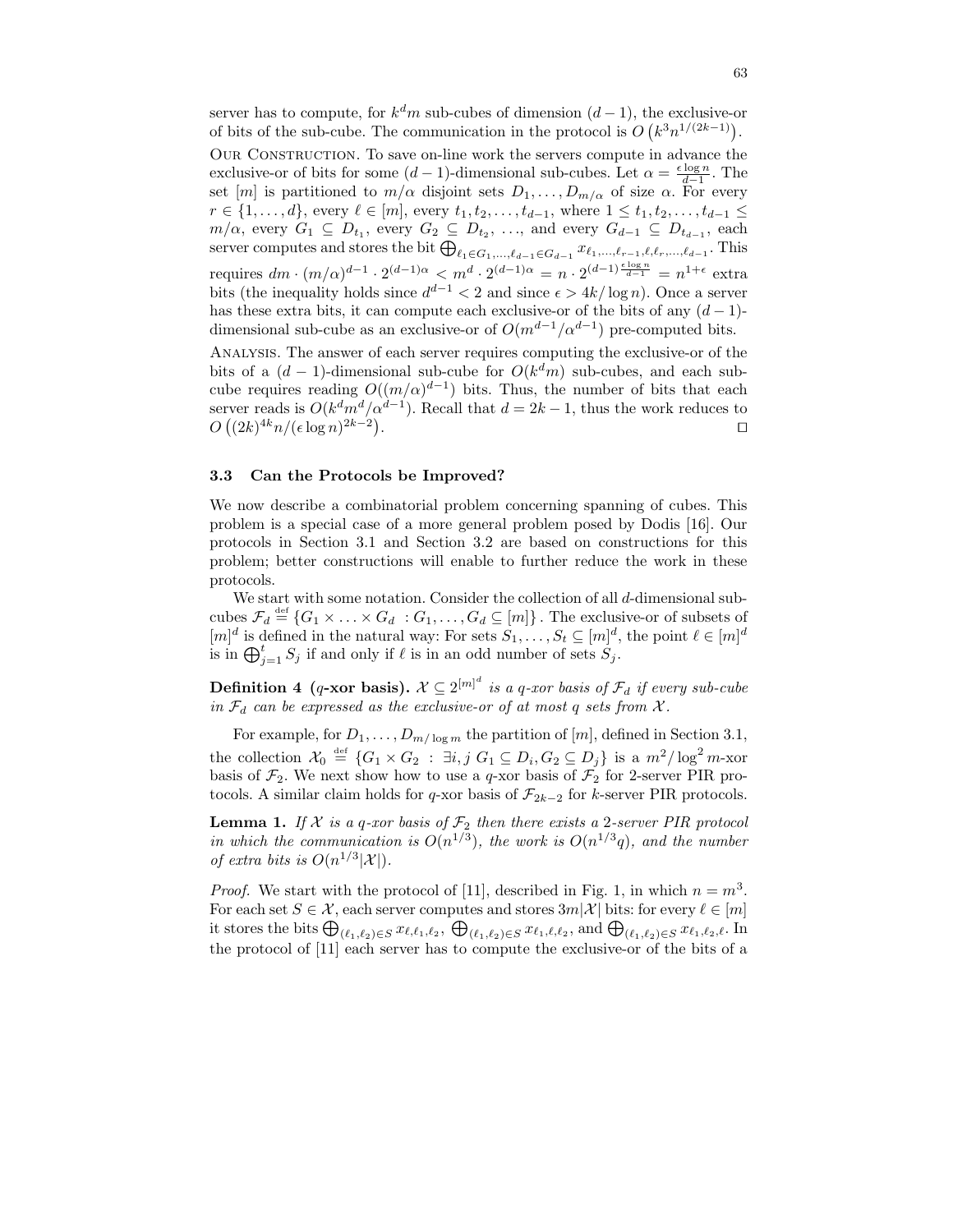server has to compute, for $k^d m$ sub-cubes of dimension $(d-1)$, the exclusive-or of bits of the sub-cube. The communication in the protocol is $O\left(k^3 n^{1/(2k-1)}\right)$.

Our Construction. To save on-line work the servers compute in advance the exclusive-or of bits for some $(d-1)$-dimensional sub-cubes. Let $\alpha = \frac{\epsilon \log n}{d-1}$. The set $[m]$ is partitioned to $m/\alpha$ disjoint sets $D_1, \ldots, D_{m/\alpha}$ of size $\alpha$. For every $r \in \{1, \ldots, d\}$, every $\ell \in [m]$, every $t_1, t_2, \ldots, t_{d-1}$, where $1 \le t_1, t_2, \ldots, t_{d-1} \le m/\alpha$, every $G_1 \subseteq D_{t_1}$, every $G_2 \subseteq D_{t_2}$, ..., and every $G_{d-1} \subseteq D_{t_{d-1}}$, each server computes and stores the bit $\bigoplus_{\ell_1 \in G_1, \ldots, \ell_{d-1} \in G_{d-1}} x_{\ell_1, \ldots, \ell_{r-1}, \ell, \ell_r, \ldots, \ell_{d-1}}$. This requires $dm \cdot (m/\alpha)^{d-1} \cdot 2^{(d-1)\alpha} < m^d \cdot 2^{(d-1)\alpha} = n \cdot 2^{(d-1)\frac{\epsilon \log n}{d-1}} = n^{1+\epsilon}$ extra bits (the inequality holds since $d^{d-1} < 2$ and since $\epsilon > 4k/\log n$). Once a server has these extra bits, it can compute each exclusive-or of the bits of any $(d-1)$-dimensional sub-cube as an exclusive-or of $O(m^{d-1}/\alpha^{d-1})$ pre-computed bits.

Analysis. The answer of each server requires computing the exclusive-or of the bits of a $(d-1)$-dimensional sub-cube for $O(k^d m)$ sub-cubes, and each sub-cube requires reading $O((m/\alpha)^{d-1})$ bits. Thus, the number of bits that each server reads is $O(k^d m^d / \alpha^{d-1})$. Recall that $d = 2k-1$, thus the work reduces to $O\left((2k)^{4k} n / (\epsilon \log n)^{2k-2}\right)$. $\square$

### 3.3 Can the Protocols be Improved?

We now describe a combinatorial problem concerning spanning of cubes. This problem is a special case of a more general problem posed by Dodis [16]. Our protocols in Section 3.1 and Section 3.2 are based on constructions for this problem; better constructions will enable to further reduce the work in these protocols.

We start with some notation. Consider the collection of all $d$-dimensional sub-cubes $\mathcal{F}_d \stackrel{\text{def}}{=} \{G_1 \times \ldots \times G_d \ : G_1, \ldots, G_d \subseteq [m]\}$. The exclusive-or of subsets of $[m]^d$ is defined in the natural way: For sets $S_1, \ldots, S_t \subseteq [m]^d$, the point $\ell \in [m]^d$ is in $\bigoplus_{j=1}^{t} S_j$ if and only if $\ell$ is in an odd number of sets $S_j$.

**Definition 4 ($q$-xor basis).** *$\mathcal{X} \subseteq 2^{[m]^d}$ is a $q$-xor basis of $\mathcal{F}_d$ if every sub-cube in $\mathcal{F}_d$ can be expressed as the exclusive-or of at most $q$ sets from $\mathcal{X}$.*

For example, for $D_1, \ldots, D_{m/\log m}$ the partition of $[m]$, defined in Section 3.1, the collection $\mathcal{X}_0 \stackrel{\text{def}}{=} \{G_1 \times G_2 \ : \ \exists i, j \ G_1 \subseteq D_i, G_2 \subseteq D_j\}$ is a $m^2/\log^2 m$-xor basis of $\mathcal{F}_2$. We next show how to use a $q$-xor basis of $\mathcal{F}_2$ for 2-server PIR protocols. A similar claim holds for $q$-xor basis of $\mathcal{F}_{2k-2}$ for $k$-server PIR protocols.

**Lemma 1.** *If $\mathcal{X}$ is a $q$-xor basis of $\mathcal{F}_2$ then there exists a 2-server PIR protocol in which the communication is $O(n^{1/3})$, the work is $O(n^{1/3} q)$, and the number of extra bits is $O(n^{1/3}|\mathcal{X}|)$.*

*Proof.* We start with the protocol of [11], described in Fig. 1, in which $n = m^3$. For each set $S \in \mathcal{X}$, each server computes and stores $3m|\mathcal{X}|$ bits: for every $\ell \in [m]$ it stores the bits $\bigoplus_{(\ell_1,\ell_2) \in S} x_{\ell,\ell_1,\ell_2}$, $\bigoplus_{(\ell_1,\ell_2) \in S} x_{\ell_1,\ell,\ell_2}$, and $\bigoplus_{(\ell_1,\ell_2) \in S} x_{\ell_1,\ell_2,\ell}$. In the protocol of [11] each server has to compute the exclusive-or of the bits of a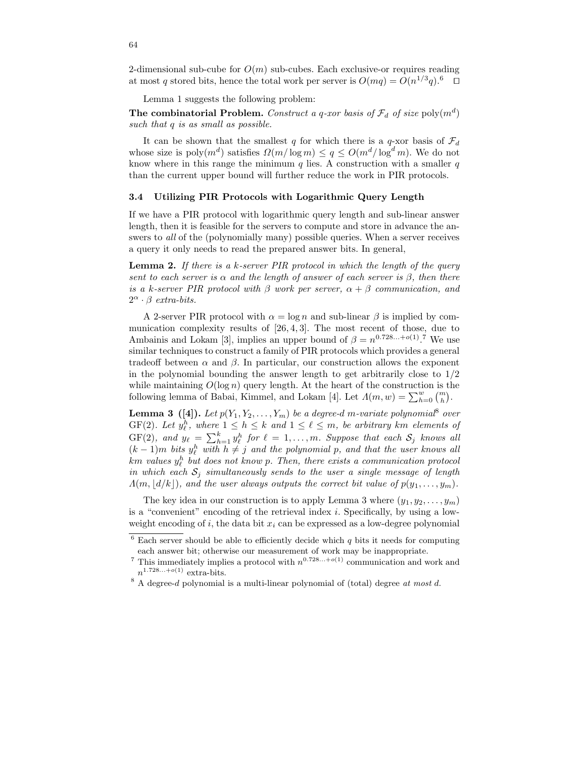2-dimensional sub-cube for $O(m)$ sub-cubes. Each exclusive-or requires reading at most $q$ stored bits, hence the total work per server is $O(mq) = O(n^{1/3}q)$.[6] $\square$

Lemma 1 suggests the following problem:

**The combinatorial Problem.** *Construct a $q$-xor basis of $\mathcal{F}_d$ of size $\text{poly}(m^d)$ such that $q$ is as small as possible.*

It can be shown that the smallest $q$ for which there is a $q$-xor basis of $\mathcal{F}_d$ whose size is $\text{poly}(m^d)$ satisfies $\Omega(m/\log m) \leq q \leq O(m^d/\log^d m)$. We do not know where in this range the minimum $q$ lies. A construction with a smaller $q$ than the current upper bound will further reduce the work in PIR protocols.

### 3.4 Utilizing PIR Protocols with Logarithmic Query Length

If we have a PIR protocol with logarithmic query length and sub-linear answer length, then it is feasible for the servers to compute and store in advance the answers to *all* of the (polynomially many) possible queries. When a server receives a query it only needs to read the prepared answer bits. In general,

**Lemma 2.** *If there is a $k$-server PIR protocol in which the length of the query sent to each server is $\alpha$ and the length of answer of each server is $\beta$, then there is a $k$-server PIR protocol with $\beta$ work per server, $\alpha + \beta$ communication, and $2^\alpha \cdot \beta$ extra-bits.*

A 2-server PIR protocol with $\alpha = \log n$ and sub-linear $\beta$ is implied by communication complexity results of [26, 4, 3]. The most recent of those, due to Ambainis and Lokam [3], implies an upper bound of $\beta = n^{0.728\ldots+o(1)}$.[7] We use similar techniques to construct a family of PIR protocols which provides a general tradeoff between $\alpha$ and $\beta$. In particular, our construction allows the exponent in the polynomial bounding the answer length to get arbitrarily close to $1/2$ while maintaining $O(\log n)$ query length. At the heart of the construction is the following lemma of Babai, Kimmel, and Lokam [4]. Let $\Lambda(m, w) = \sum_{h=0}^{w} \binom{m}{h}$.

**Lemma 3 ([4]).** *Let $p(Y_1, Y_2, \ldots, Y_m)$ be a degree-$d$ $m$-variate polynomial[8] over $\text{GF}(2)$. Let $y_\ell^h$, where $1 \leq h \leq k$ and $1 \leq \ell \leq m$, be arbitrary $km$ elements of $\text{GF}(2)$, and $y_\ell = \sum_{h=1}^{k} y_\ell^h$ for $\ell = 1, \ldots, m$. Suppose that each $\mathcal{S}_j$ knows all $(k-1)m$ bits $y_\ell^h$ with $h \neq j$ and the polynomial $p$, and that the user knows all $km$ values $y_\ell^h$ but does not know $p$. Then, there exists a communication protocol in which each $\mathcal{S}_j$ simultaneously sends to the user a single message of length $\Lambda(m, \lfloor d/k \rfloor)$, and the user always outputs the correct bit value of $p(y_1, \ldots, y_m)$.*

The key idea in our construction is to apply Lemma 3 where $(y_1, y_2, \ldots, y_m)$ is a "convenient" encoding of the retrieval index $i$. Specifically, by using a low-weight encoding of $i$, the data bit $x_i$ can be expressed as a low-degree polynomial

---

[6] Each server should be able to efficiently decide which $q$ bits it needs for computing each answer bit; otherwise our measurement of work may be inappropriate.

[7] This immediately implies a protocol with $n^{0.728\ldots+o(1)}$ communication and work and $n^{1.728\ldots+o(1)}$ extra-bits.

[8] A degree-$d$ polynomial is a multi-linear polynomial of (total) degree *at most* $d$.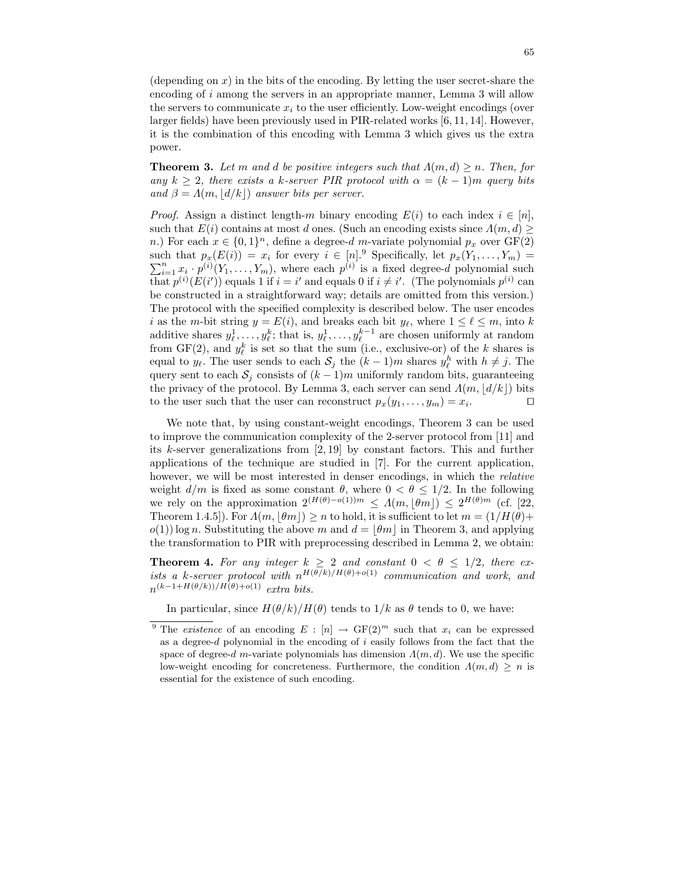(depending on $x$) in the bits of the encoding. By letting the user secret-share the encoding of $i$ among the servers in an appropriate manner, Lemma 3 will allow the servers to communicate $x_i$ to the user efficiently. Low-weight encodings (over larger fields) have been previously used in PIR-related works [6, 11, 14]. However, it is the combination of this encoding with Lemma 3 which gives us the extra power.

**Theorem 3.** *Let $m$ and $d$ be positive integers such that $\Lambda(m, d) \geq n$. Then, for any $k \geq 2$, there exists a $k$-server PIR protocol with $\alpha = (k-1)m$ query bits and $\beta = \Lambda(m, \lfloor d/k \rfloor)$ answer bits per server.*

*Proof.* Assign a distinct length-$m$ binary encoding $E(i)$ to each index $i \in [n]$, such that $E(i)$ contains at most $d$ ones. (Such an encoding exists since $\Lambda(m, d) \geq n$.) For each $x \in \{0,1\}^n$, define a degree-$d$ $m$-variate polynomial $p_x$ over GF(2) such that $p_x(E(i)) = x_i$ for every $i \in [n]$.[9] Specifically, let $p_x(Y_1, \ldots, Y_m) = \sum_{i=1}^{n} x_i \cdot p^{(i)}(Y_1, \ldots, Y_m)$, where each $p^{(i)}$ is a fixed degree-$d$ polynomial such that $p^{(i)}(E(i'))$ equals 1 if $i = i'$ and equals 0 if $i \neq i'$. (The polynomials $p^{(i)}$ can be constructed in a straightforward way; details are omitted from this version.) The protocol with the specified complexity is described below. The user encodes $i$ as the $m$-bit string $y = E(i)$, and breaks each bit $y_\ell$, where $1 \leq \ell \leq m$, into $k$ additive shares $y_\ell^1, \ldots, y_\ell^k$; that is, $y_\ell^1, \ldots, y_\ell^{k-1}$ are chosen uniformly at random from GF(2), and $y_\ell^k$ is set so that the sum (i.e., exclusive-or) of the $k$ shares is equal to $y_\ell$. The user sends to each $\mathcal{S}_j$ the $(k-1)m$ shares $y_\ell^h$ with $h \neq j$. The query sent to each $\mathcal{S}_j$ consists of $(k-1)m$ uniformly random bits, guaranteeing the privacy of the protocol. By Lemma 3, each server can send $\Lambda(m, \lfloor d/k \rfloor)$ bits to the user such that the user can reconstruct $p_x(y_1, \ldots, y_m) = x_i$. ⊓⊔

We note that, by using constant-weight encodings, Theorem 3 can be used to improve the communication complexity of the 2-server protocol from [11] and its $k$-server generalizations from [2, 19] by constant factors. This and further applications of the technique are studied in [7]. For the current application, however, we will be most interested in denser encodings, in which the *relative* weight $d/m$ is fixed as some constant $\theta$, where $0 < \theta \leq 1/2$. In the following we rely on the approximation $2^{(H(\theta)-o(1))m} \leq \Lambda(m, \lfloor \theta m \rfloor) \leq 2^{H(\theta)m}$ (cf. [22, Theorem 1.4.5]). For $\Lambda(m, \lfloor \theta m \rfloor) \geq n$ to hold, it is sufficient to let $m = (1/H(\theta) + o(1)) \log n$. Substituting the above $m$ and $d = \lfloor \theta m \rfloor$ in Theorem 3, and applying the transformation to PIR with preprocessing described in Lemma 2, we obtain:

**Theorem 4.** *For any integer $k \geq 2$ and constant $0 < \theta \leq 1/2$, there exists a $k$-server protocol with $n^{H(\theta/k)/H(\theta)+o(1)}$ communication and work, and $n^{(k-1+H(\theta/k))/H(\theta)+o(1)}$ extra bits.*

In particular, since $H(\theta/k)/H(\theta)$ tends to $1/k$ as $\theta$ tends to 0, we have:

[9] The *existence* of an encoding $E : [n] \to \mathrm{GF}(2)^m$ such that $x_i$ can be expressed as a degree-$d$ polynomial in the encoding of $i$ easily follows from the fact that the space of degree-$d$ $m$-variate polynomials has dimension $\Lambda(m, d)$. We use the specific low-weight encoding for concreteness. Furthermore, the condition $\Lambda(m, d) \geq n$ is essential for the existence of such encoding.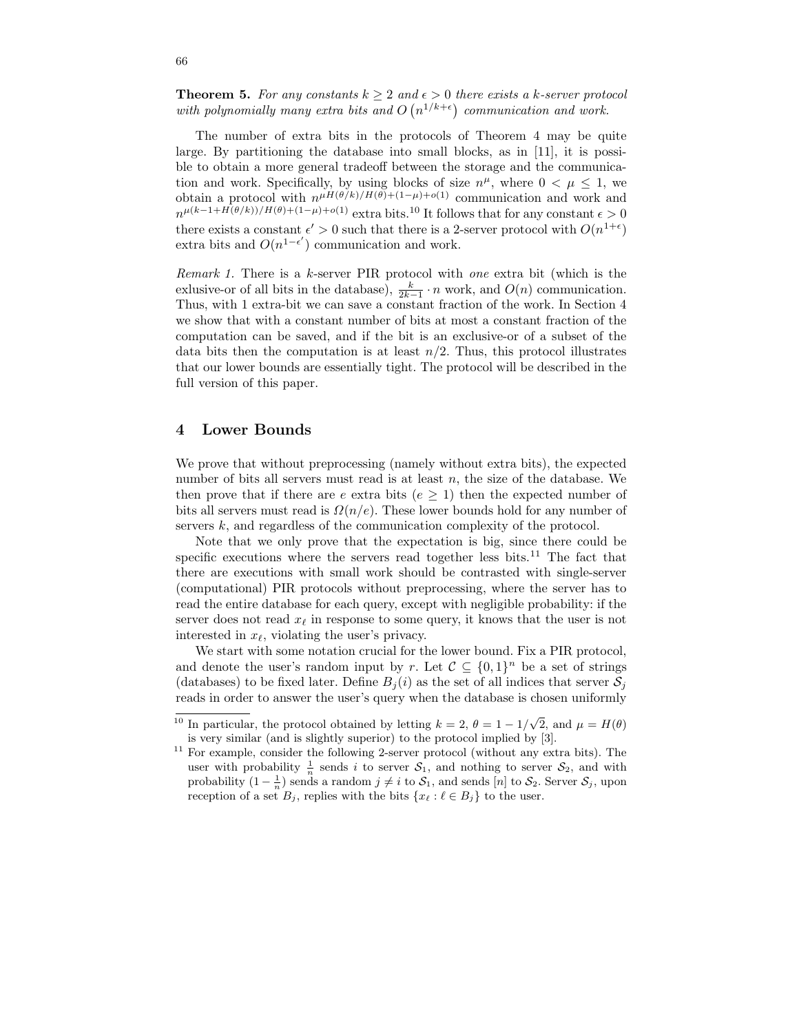**Theorem 5.** *For any constants $k \geq 2$ and $\epsilon > 0$ there exists a $k$-server protocol with polynomially many extra bits and $O\left(n^{1/k+\epsilon}\right)$ communication and work.*

The number of extra bits in the protocols of Theorem 4 may be quite large. By partitioning the database into small blocks, as in [11], it is possible to obtain a more general tradeoff between the storage and the communication and work. Specifically, by using blocks of size $n^{\mu}$, where $0 < \mu \leq 1$, we obtain a protocol with $n^{\mu H(\theta/k)/H(\theta)+(1-\mu)+o(1)}$ communication and work and $n^{\mu(k-1+H(\theta/k))/H(\theta)+(1-\mu)+o(1)}$ extra bits.[10] It follows that for any constant $\epsilon > 0$ there exists a constant $\epsilon' > 0$ such that there is a 2-server protocol with $O(n^{1+\epsilon})$ extra bits and $O(n^{1-\epsilon'})$ communication and work.

*Remark 1.* There is a $k$-server PIR protocol with *one* extra bit (which is the exlusive-or of all bits in the database), $\frac{k}{2k-1} \cdot n$ work, and $O(n)$ communication. Thus, with 1 extra-bit we can save a constant fraction of the work. In Section 4 we show that with a constant number of bits at most a constant fraction of the computation can be saved, and if the bit is an exclusive-or of a subset of the data bits then the computation is at least $n/2$. Thus, this protocol illustrates that our lower bounds are essentially tight. The protocol will be described in the full version of this paper.

## 4 Lower Bounds

We prove that without preprocessing (namely without extra bits), the expected number of bits all servers must read is at least $n$, the size of the database. We then prove that if there are $e$ extra bits ($e \geq 1$) then the expected number of bits all servers must read is $\Omega(n/e)$. These lower bounds hold for any number of servers $k$, and regardless of the communication complexity of the protocol.

Note that we only prove that the expectation is big, since there could be specific executions where the servers read together less bits.[11] The fact that there are executions with small work should be contrasted with single-server (computational) PIR protocols without preprocessing, where the server has to read the entire database for each query, except with negligible probability: if the server does not read $x_\ell$ in response to some query, it knows that the user is not interested in $x_\ell$, violating the user's privacy.

We start with some notation crucial for the lower bound. Fix a PIR protocol, and denote the user's random input by $r$. Let $\mathcal{C} \subseteq \{0,1\}^n$ be a set of strings (databases) to be fixed later. Define $B_j(i)$ as the set of all indices that server $\mathcal{S}_j$ reads in order to answer the user's query when the database is chosen uniformly

---

[10] In particular, the protocol obtained by letting $k = 2$, $\theta = 1 - 1/\sqrt{2}$, and $\mu = H(\theta)$ is very similar (and is slightly superior) to the protocol implied by [3].

[11] For example, consider the following 2-server protocol (without any extra bits). The user with probability $\frac{1}{n}$ sends $i$ to server $\mathcal{S}_1$, and nothing to server $\mathcal{S}_2$, and with probability $(1 - \frac{1}{n})$ sends a random $j \neq i$ to $\mathcal{S}_1$, and sends $[n]$ to $\mathcal{S}_2$. Server $\mathcal{S}_j$, upon reception of a set $B_j$, replies with the bits $\{x_\ell : \ell \in B_j\}$ to the user.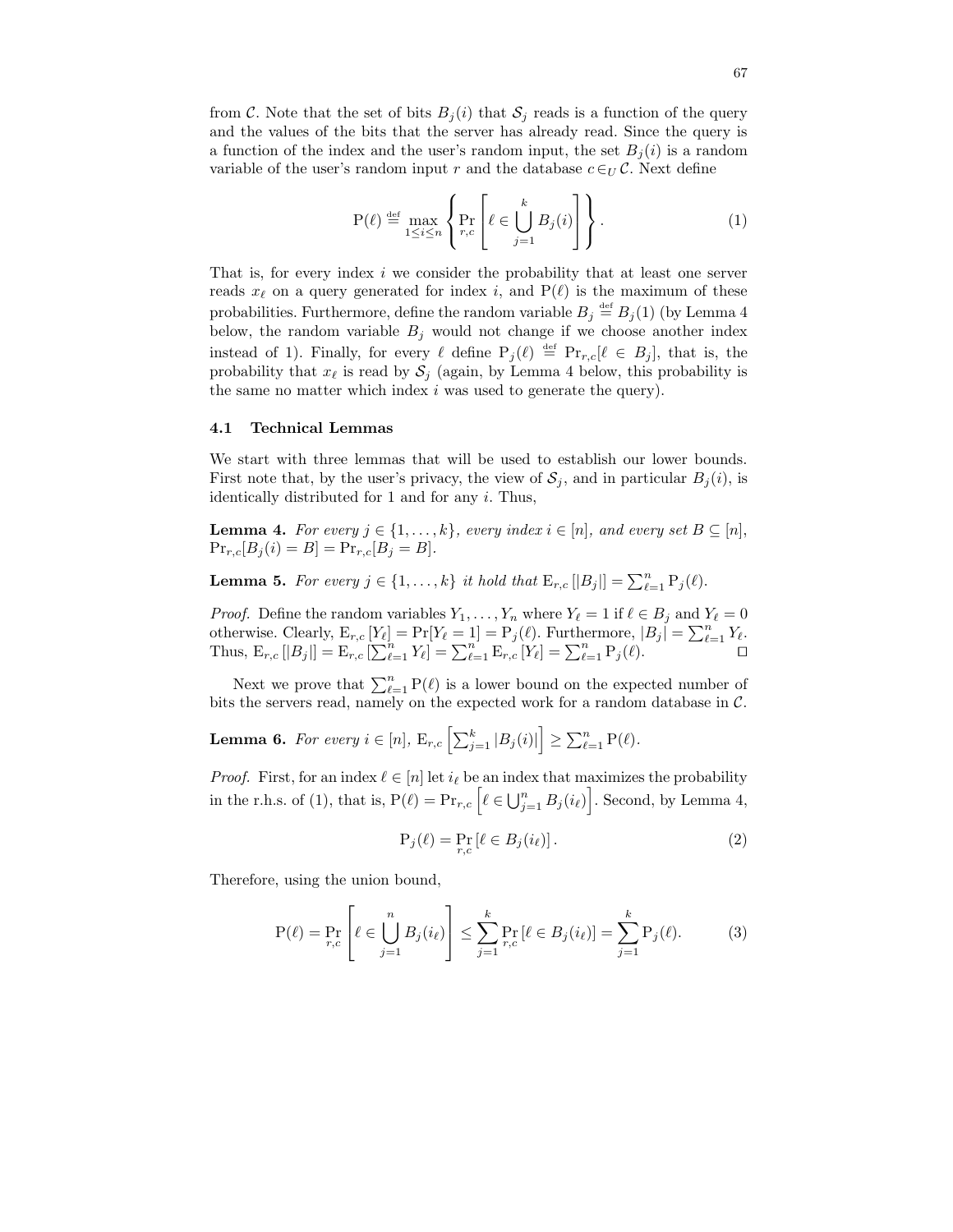from $\mathcal{C}$. Note that the set of bits $B_j(i)$ that $\mathcal{S}_j$ reads is a function of the query and the values of the bits that the server has already read. Since the query is a function of the index and the user's random input, the set $B_j(i)$ is a random variable of the user's random input $r$ and the database $c \in_U \mathcal{C}$. Next define

$$\mathrm{P}(\ell) \stackrel{\text{def}}{=} \max_{1 \leq i \leq n} \left\{ \Pr_{r,c} \left[ \ell \in \bigcup_{j=1}^{k} B_j(i) \right] \right\}. \tag{1}$$

That is, for every index $i$ we consider the probability that at least one server reads $x_\ell$ on a query generated for index $i$, and $\mathrm{P}(\ell)$ is the maximum of these probabilities. Furthermore, define the random variable $B_j \stackrel{\text{def}}{=} B_j(1)$ (by Lemma 4 below, the random variable $B_j$ would not change if we choose another index instead of 1). Finally, for every $\ell$ define $\mathrm{P}_j(\ell) \stackrel{\text{def}}{=} \Pr_{r,c}[\ell \in B_j]$, that is, the probability that $x_\ell$ is read by $\mathcal{S}_j$ (again, by Lemma 4 below, this probability is the same no matter which index $i$ was used to generate the query).

### 4.1 Technical Lemmas

We start with three lemmas that will be used to establish our lower bounds. First note that, by the user's privacy, the view of $\mathcal{S}_j$, and in particular $B_j(i)$, is identically distributed for 1 and for any $i$. Thus,

**Lemma 4.** *For every $j \in \{1, \ldots, k\}$, every index $i \in [n]$, and every set $B \subseteq [n]$, $\Pr_{r,c}[B_j(i) = B] = \Pr_{r,c}[B_j = B]$.*

**Lemma 5.** *For every $j \in \{1, \ldots, k\}$ it hold that $\mathrm{E}_{r,c}[|B_j|] = \sum_{\ell=1}^{n} \mathrm{P}_j(\ell)$.*

*Proof.* Define the random variables $Y_1, \ldots, Y_n$ where $Y_\ell = 1$ if $\ell \in B_j$ and $Y_\ell = 0$ otherwise. Clearly, $\mathrm{E}_{r,c}[Y_\ell] = \Pr[Y_\ell = 1] = \mathrm{P}_j(\ell)$. Furthermore, $|B_j| = \sum_{\ell=1}^{n} Y_\ell$. Thus, $\mathrm{E}_{r,c}[|B_j|] = \mathrm{E}_{r,c}[\sum_{\ell=1}^{n} Y_\ell] = \sum_{\ell=1}^{n} \mathrm{E}_{r,c}[Y_\ell] = \sum_{\ell=1}^{n} \mathrm{P}_j(\ell)$. ◻

Next we prove that $\sum_{\ell=1}^{n} \mathrm{P}(\ell)$ is a lower bound on the expected number of bits the servers read, namely on the expected work for a random database in $\mathcal{C}$.

**Lemma 6.** *For every $i \in [n]$, $\mathrm{E}_{r,c}\left[\sum_{j=1}^{k} |B_j(i)|\right] \geq \sum_{\ell=1}^{n} \mathrm{P}(\ell)$.*

*Proof.* First, for an index $\ell \in [n]$ let $i_\ell$ be an index that maximizes the probability in the r.h.s. of (1), that is, $\mathrm{P}(\ell) = \Pr_{r,c}\left[\ell \in \bigcup_{j=1}^{n} B_j(i_\ell)\right]$. Second, by Lemma 4,

$$\mathrm{P}_j(\ell) = \Pr_{r,c}[\ell \in B_j(i_\ell)]. \tag{2}$$

Therefore, using the union bound,

$$\mathrm{P}(\ell) = \Pr_{r,c}\left[\ell \in \bigcup_{j=1}^{n} B_j(i_\ell)\right] \leq \sum_{j=1}^{k} \Pr_{r,c}[\ell \in B_j(i_\ell)] = \sum_{j=1}^{k} \mathrm{P}_j(\ell). \tag{3}$$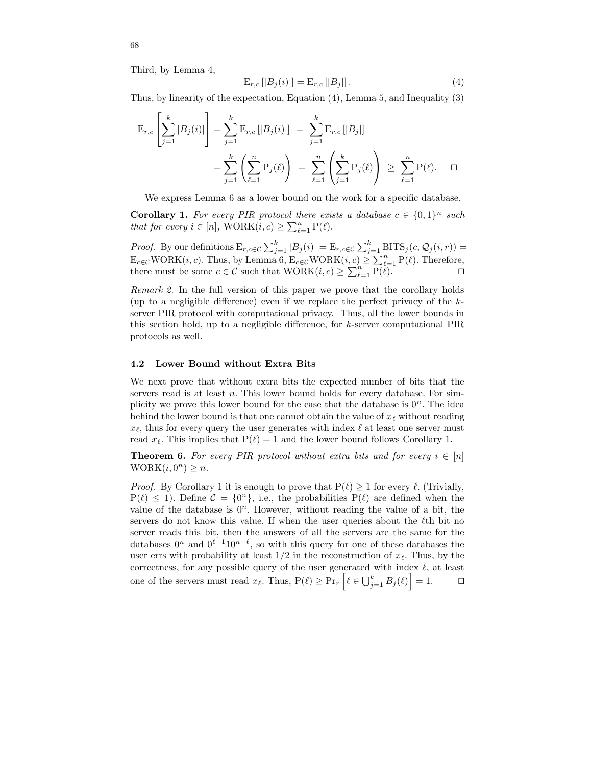Third, by Lemma 4,

$$\mathrm{E}_{r,c}\left[|B_j(i)|\right] = \mathrm{E}_{r,c}\left[|B_j|\right]. \tag{4}$$

Thus, by linearity of the expectation, Equation (4), Lemma 5, and Inequality (3)

$$\begin{aligned}
\mathrm{E}_{r,c}\left[\sum_{j=1}^{k}|B_j(i)|\right] &= \sum_{j=1}^{k}\mathrm{E}_{r,c}\left[|B_j(i)|\right] \;=\; \sum_{j=1}^{k}\mathrm{E}_{r,c}\left[|B_j|\right] \\
&= \sum_{j=1}^{k}\left(\sum_{\ell=1}^{n}\mathrm{P}_j(\ell)\right) \;=\; \sum_{\ell=1}^{n}\left(\sum_{j=1}^{k}\mathrm{P}_j(\ell)\right) \;\geq\; \sum_{\ell=1}^{n}\mathrm{P}(\ell). \qquad \square
\end{aligned}$$

We express Lemma 6 as a lower bound on the work for a specific database.

**Corollary 1.** *For every PIR protocol there exists a database $c \in \{0,1\}^n$ such that for every $i \in [n]$, $\mathrm{WORK}(i,c) \geq \sum_{\ell=1}^{n}\mathrm{P}(\ell)$.*

*Proof.* By our definitions $\mathrm{E}_{r,c\in\mathcal{C}}\sum_{j=1}^{k}|B_j| = \mathrm{E}_{r,c\in\mathcal{C}}\sum_{j=1}^{k}\mathrm{BITS}_j(c,\mathcal{Q}_j(i,r)) = \mathrm{E}_{c\in\mathcal{C}}\mathrm{WORK}(i,c)$. Thus, by Lemma 6, $\mathrm{E}_{c\in\mathcal{C}}\mathrm{WORK}(i,c) \geq \sum_{\ell=1}^{n}\mathrm{P}(\ell)$. Therefore, there must be some $c \in \mathcal{C}$ such that $\mathrm{WORK}(i,c) \geq \sum_{\ell=1}^{n}\mathrm{P}(\ell)$. $\square$

*Remark 2.* In the full version of this paper we prove that the corollary holds (up to a negligible difference) even if we replace the perfect privacy of the $k$-server PIR protocol with computational privacy. Thus, all the lower bounds in this section hold, up to a negligible difference, for $k$-server computational PIR protocols as well.

### 4.2 Lower Bound without Extra Bits

We next prove that without extra bits the expected number of bits that the servers read is at least $n$. This lower bound holds for every database. For simplicity we prove this lower bound for the case that the database is $0^n$. The idea behind the lower bound is that one cannot obtain the value of $x_\ell$ without reading $x_\ell$, thus for every query the user generates with index $\ell$ at least one server must read $x_\ell$. This implies that $\mathrm{P}(\ell) = 1$ and the lower bound follows Corollary 1.

**Theorem 6.** *For every PIR protocol without extra bits and for every $i \in [n]$ $\mathrm{WORK}(i,0^n) \geq n$.*

*Proof.* By Corollary 1 it is enough to prove that $\mathrm{P}(\ell) \geq 1$ for every $\ell$. (Trivially, $\mathrm{P}(\ell) \leq 1$). Define $\mathcal{C} = \{0^n\}$, i.e., the probabilities $\mathrm{P}(\ell)$ are defined when the value of the database is $0^n$. However, without reading the value of a bit, the servers do not know this value. If when the user queries about the $\ell$th bit no server reads this bit, then the answers of all the servers are the same for the databases $0^n$ and $0^{\ell-1}10^{n-\ell}$, so with this query for one of these databases the user errs with probability at least $1/2$ in the reconstruction of $x_\ell$. Thus, by the correctness, for any possible query of the user generated with index $\ell$, at least one of the servers must read $x_\ell$. Thus, $\mathrm{P}(\ell) \geq \Pr_r\left[\ell \in \bigcup_{j=1}^{k} B_j(\ell)\right] = 1$. $\square$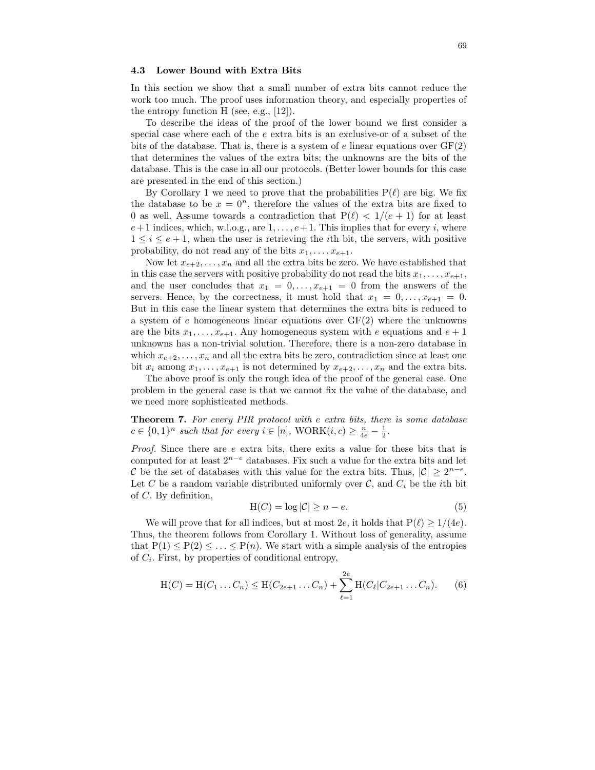### 4.3 Lower Bound with Extra Bits

In this section we show that a small number of extra bits cannot reduce the work too much. The proof uses information theory, and especially properties of the entropy function H (see, e.g., [12]).

To describe the ideas of the proof of the lower bound we first consider a special case where each of the $e$ extra bits is an exclusive-or of a subset of the bits of the database. That is, there is a system of $e$ linear equations over GF(2) that determines the values of the extra bits; the unknowns are the bits of the database. This is the case in all our protocols. (Better lower bounds for this case are presented in the end of this section.)

By Corollary 1 we need to prove that the probabilities $\mathrm{P}(\ell)$ are big. We fix the database to be $x = 0^n$, therefore the values of the extra bits are fixed to 0 as well. Assume towards a contradiction that $\mathrm{P}(\ell) < 1/(e+1)$ for at least $e+1$ indices, which, w.l.o.g., are $1, \ldots, e+1$. This implies that for every $i$, where $1 \leq i \leq e+1$, when the user is retrieving the $i$th bit, the servers, with positive probability, do not read any of the bits $x_1, \ldots, x_{e+1}$.

Now let $x_{e+2}, \ldots, x_n$ and all the extra bits be zero. We have established that in this case the servers with positive probability do not read the bits $x_1, \ldots, x_{e+1}$, and the user concludes that $x_1 = 0, \ldots, x_{e+1} = 0$ from the answers of the servers. Hence, by the correctness, it must hold that $x_1 = 0, \ldots, x_{e+1} = 0$. But in this case the linear system that determines the extra bits is reduced to a system of $e$ homogeneous linear equations over GF(2) where the unknowns are the bits $x_1, \ldots, x_{e+1}$. Any homogeneous system with $e$ equations and $e+1$ unknowns has a non-trivial solution. Therefore, there is a non-zero database in which $x_{e+2}, \ldots, x_n$ and all the extra bits be zero, contradiction since at least one bit $x_i$ among $x_1, \ldots, x_{e+1}$ is not determined by $x_{e+2}, \ldots, x_n$ and the extra bits.

The above proof is only the rough idea of the proof of the general case. One problem in the general case is that we cannot fix the value of the database, and we need more sophisticated methods.

**Theorem 7.** *For every PIR protocol with $e$ extra bits, there is some database $c \in \{0,1\}^n$ such that for every $i \in [n]$, $\mathrm{WORK}(i, c) \geq \frac{n}{4e} - \frac{1}{2}$.*

*Proof.* Since there are $e$ extra bits, there exits a value for these bits that is computed for at least $2^{n-e}$ databases. Fix such a value for the extra bits and let $\mathcal{C}$ be the set of databases with this value for the extra bits. Thus, $|\mathcal{C}| \geq 2^{n-e}$. Let $C$ be a random variable distributed uniformly over $\mathcal{C}$, and $C_i$ be the $i$th bit of $C$. By definition,

$$\mathrm{H}(C) = \log |\mathcal{C}| \geq n - e. \tag{5}$$

We will prove that for all indices, but at most $2e$, it holds that $\mathrm{P}(\ell) \geq 1/(4e)$. Thus, the theorem follows from Corollary 1. Without loss of generality, assume that $\mathrm{P}(1) \leq \mathrm{P}(2) \leq \ldots \leq \mathrm{P}(n)$. We start with a simple analysis of the entropies of $C_i$. First, by properties of conditional entropy,

$$\mathrm{H}(C) = \mathrm{H}(C_1 \ldots C_n) \leq \mathrm{H}(C_{2e+1} \ldots C_n) + \sum_{\ell=1}^{2e} \mathrm{H}(C_\ell | C_{2e+1} \ldots C_n). \tag{6}$$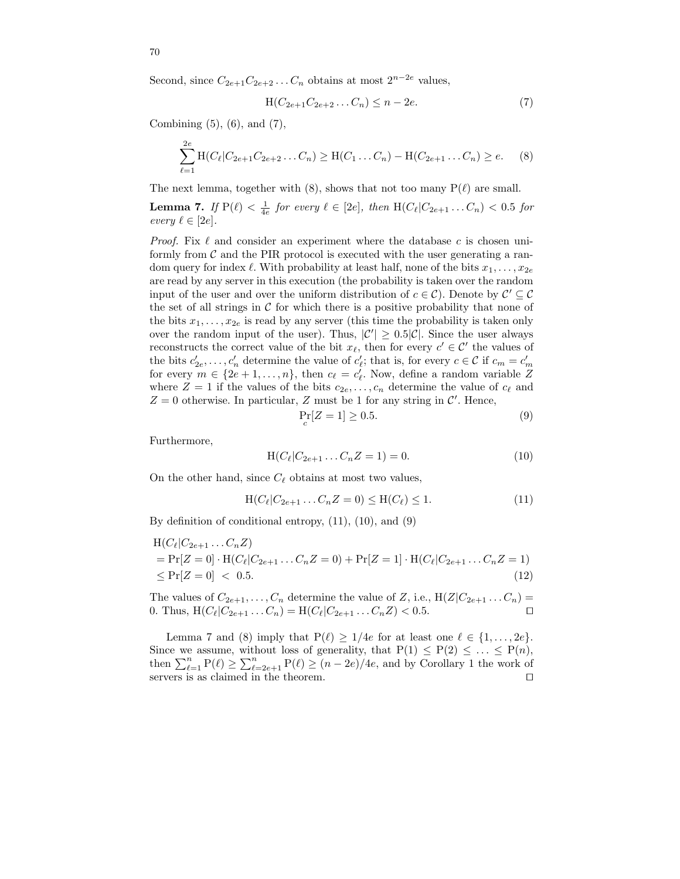Second, since $C_{2e+1}C_{2e+2}\ldots C_n$ obtains at most $2^{n-2e}$ values,

$$\mathrm{H}(C_{2e+1}C_{2e+2}\ldots C_n) \leq n-2e. \tag{7}$$

Combining (5), (6), and (7),

$$\sum_{\ell=1}^{2e} \mathrm{H}(C_\ell | C_{2e+1}C_{2e+2}\ldots C_n) \geq \mathrm{H}(C_1\ldots C_n) - \mathrm{H}(C_{2e+1}\ldots C_n) \geq e. \tag{8}$$

The next lemma, together with (8), shows that not too many $\mathrm{P}(\ell)$ are small.

**Lemma 7.** *If $\mathrm{P}(\ell) < \frac{1}{4e}$ for every $\ell \in [2e]$, then $\mathrm{H}(C_\ell | C_{2e+1}\ldots C_n) < 0.5$ for every $\ell \in [2e]$.*

*Proof.* Fix $\ell$ and consider an experiment where the database $c$ is chosen uniformly from $\mathcal{C}$ and the PIR protocol is executed with the user generating a random query for index $\ell$. With probability at least half, none of the bits $x_1,\ldots,x_{2e}$ are read by any server in this execution (the probability is taken over the random input of the user and over the uniform distribution of $c \in \mathcal{C}$). Denote by $\mathcal{C}' \subseteq \mathcal{C}$ the set of all strings in $\mathcal{C}$ for which there is a positive probability that none of the bits $x_1,\ldots,x_{2e}$ is read by any server (this time the probability is taken only over the random input of the user). Thus, $|\mathcal{C}'| \geq 0.5|\mathcal{C}|$. Since the user always reconstructs the correct value of the bit $x_\ell$, then for every $c' \in \mathcal{C}'$ the values of the bits $c'_{2e},\ldots,c'_n$ determine the value of $c'_\ell$; that is, for every $c \in \mathcal{C}$ if $c_m = c'_m$ for every $m \in \{2e+1,\ldots,n\}$, then $c_\ell = c'_\ell$. Now, define a random variable $Z$ where $Z=1$ if the values of the bits $c_{2e},\ldots,c_n$ determine the value of $c_\ell$ and $Z=0$ otherwise. In particular, $Z$ must be 1 for any string in $\mathcal{C}'$. Hence,

$$\Pr_c[Z=1] \geq 0.5. \tag{9}$$

Furthermore,

$$\mathrm{H}(C_\ell | C_{2e+1}\ldots C_n Z=1) = 0. \tag{10}$$

On the other hand, since $C_\ell$ obtains at most two values,

$$\mathrm{H}(C_\ell | C_{2e+1}\ldots C_n Z=0) \leq \mathrm{H}(C_\ell) \leq 1. \tag{11}$$

By definition of conditional entropy, (11), (10), and (9)

$$\begin{aligned}
&\mathrm{H}(C_\ell | C_{2e+1}\ldots C_n Z) \\
&= \Pr[Z=0]\cdot \mathrm{H}(C_\ell | C_{2e+1}\ldots C_n Z=0) + \Pr[Z=1]\cdot \mathrm{H}(C_\ell | C_{2e+1}\ldots C_n Z=1) \\
&\leq \Pr[Z=0] \;<\; 0.5.
\end{aligned} \tag{12}$$

The values of $C_{2e+1},\ldots,C_n$ determine the value of $Z$, i.e., $\mathrm{H}(Z|C_{2e+1}\ldots C_n) = 0$. Thus, $\mathrm{H}(C_\ell | C_{2e+1}\ldots C_n) = \mathrm{H}(C_\ell | C_{2e+1}\ldots C_n Z) < 0.5$. □

Lemma 7 and (8) imply that $\mathrm{P}(\ell) \geq 1/4e$ for at least one $\ell \in \{1,\ldots,2e\}$. Since we assume, without loss of generality, that $\mathrm{P}(1) \leq \mathrm{P}(2) \leq \ldots \leq \mathrm{P}(n)$, then $\sum_{\ell=1}^{n} \mathrm{P}(\ell) \geq \sum_{\ell=2e+1}^{n} \mathrm{P}(\ell) \geq (n-2e)/4e$, and by Corollary 1 the work of servers is as claimed in the theorem. □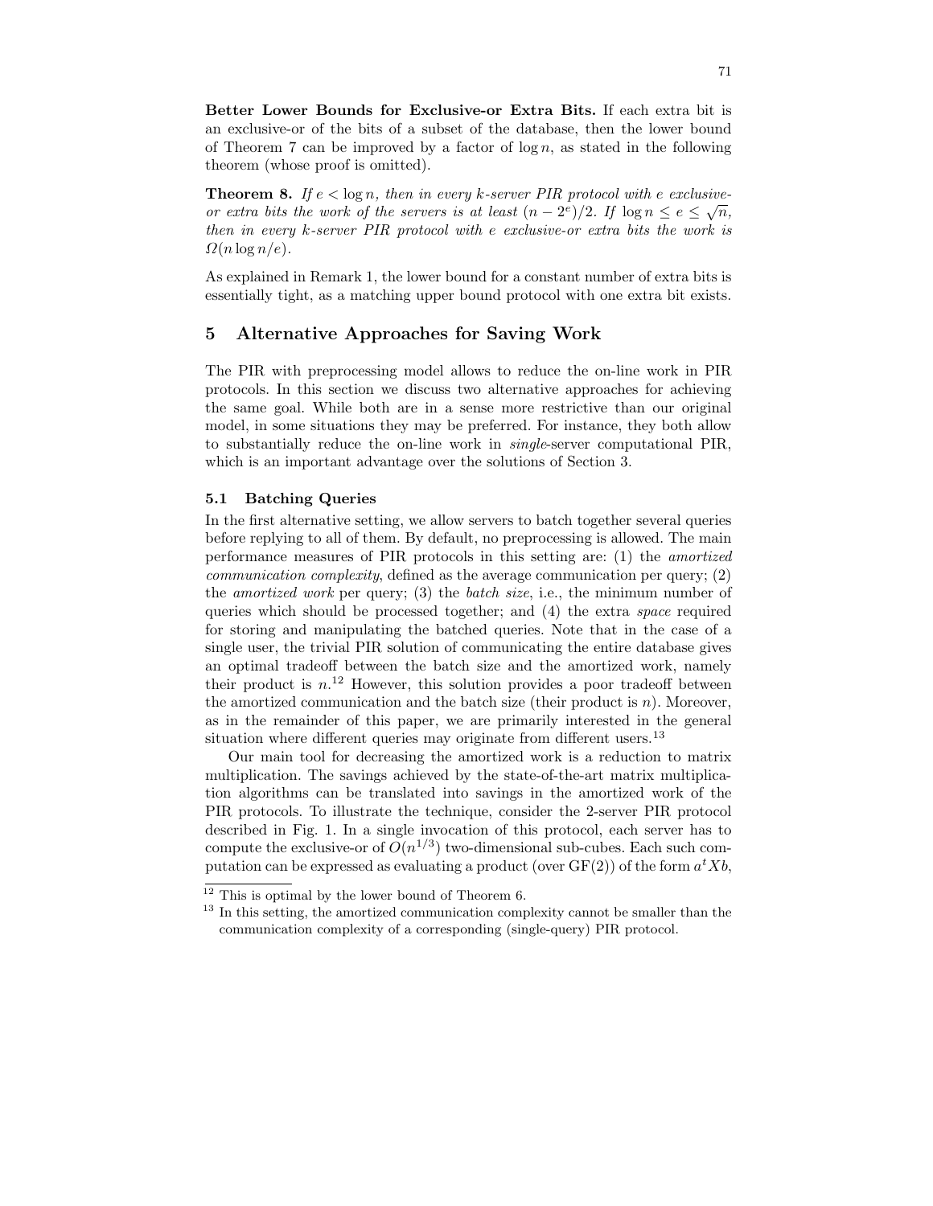**Better Lower Bounds for Exclusive-or Extra Bits.** If each extra bit is an exclusive-or of the bits of a subset of the database, then the lower bound of Theorem 7 can be improved by a factor of $\log n$, as stated in the following theorem (whose proof is omitted).

**Theorem 8.** *If $e < \log n$, then in every $k$-server PIR protocol with $e$ exclusive-or extra bits the work of the servers is at least $(n - 2^e)/2$. If $\log n \leq e \leq \sqrt{n}$, then in every $k$-server PIR protocol with $e$ exclusive-or extra bits the work is $\Omega(n \log n/e)$.*

As explained in Remark 1, the lower bound for a constant number of extra bits is essentially tight, as a matching upper bound protocol with one extra bit exists.

## 5 Alternative Approaches for Saving Work

The PIR with preprocessing model allows to reduce the on-line work in PIR protocols. In this section we discuss two alternative approaches for achieving the same goal. While both are in a sense more restrictive than our original model, in some situations they may be preferred. For instance, they both allow to substantially reduce the on-line work in *single*-server computational PIR, which is an important advantage over the solutions of Section 3.

### 5.1 Batching Queries

In the first alternative setting, we allow servers to batch together several queries before replying to all of them. By default, no preprocessing is allowed. The main performance measures of PIR protocols in this setting are: (1) the *amortized communication complexity*, defined as the average communication per query; (2) the *amortized work* per query; (3) the *batch size*, i.e., the minimum number of queries which should be processed together; and (4) the extra *space* required for storing and manipulating the batched queries. Note that in the case of a single user, the trivial PIR solution of communicating the entire database gives an optimal tradeoff between the batch size and the amortized work, namely their product is $n$.[12] However, this solution provides a poor tradeoff between the amortized communication and the batch size (their product is $n$). Moreover, as in the remainder of this paper, we are primarily interested in the general situation where different queries may originate from different users.[13]

Our main tool for decreasing the amortized work is a reduction to matrix multiplication. The savings achieved by the state-of-the-art matrix multiplication algorithms can be translated into savings in the amortized work of the PIR protocols. To illustrate the technique, consider the 2-server PIR protocol described in Fig. 1. In a single invocation of this protocol, each server has to compute the exclusive-or of $O(n^{1/3})$ two-dimensional sub-cubes. Each such computation can be expressed as evaluating a product (over GF(2)) of the form $a^t X b$,

[12] This is optimal by the lower bound of Theorem 6.

[13] In this setting, the amortized communication complexity cannot be smaller than the communication complexity of a corresponding (single-query) PIR protocol.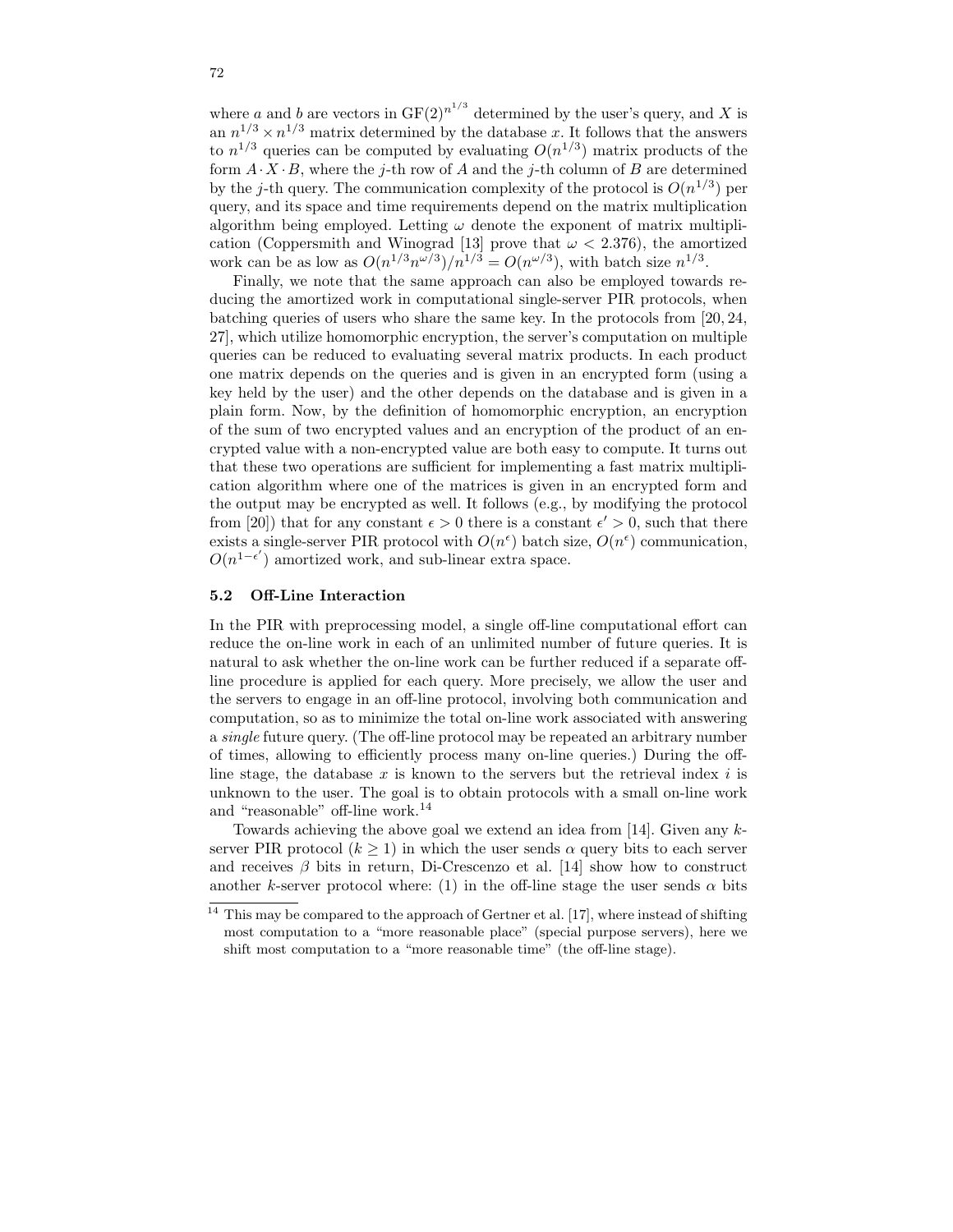where $a$ and $b$ are vectors in $\mathrm{GF}(2)^{n^{1/3}}$ determined by the user's query, and $X$ is an $n^{1/3} \times n^{1/3}$ matrix determined by the database $x$. It follows that the answers to $n^{1/3}$ queries can be computed by evaluating $O(n^{1/3})$ matrix products of the form $A \cdot X \cdot B$, where the $j$-th row of $A$ and the $j$-th column of $B$ are determined by the $j$-th query. The communication complexity of the protocol is $O(n^{1/3})$ per query, and its space and time requirements depend on the matrix multiplication algorithm being employed. Letting $\omega$ denote the exponent of matrix multiplication (Coppersmith and Winograd [13] prove that $\omega < 2.376$), the amortized work can be as low as $O(n^{1/3}n^{\omega/3})/n^{1/3} = O(n^{\omega/3})$, with batch size $n^{1/3}$.

Finally, we note that the same approach can also be employed towards reducing the amortized work in computational single-server PIR protocols, when batching queries of users who share the same key. In the protocols from [20, 24, 27], which utilize homomorphic encryption, the server's computation on multiple queries can be reduced to evaluating several matrix products. In each product one matrix depends on the queries and is given in an encrypted form (using a key held by the user) and the other depends on the database and is given in a plain form. Now, by the definition of homomorphic encryption, an encryption of the sum of two encrypted values and an encryption of the product of an encrypted value with a non-encrypted value are both easy to compute. It turns out that these two operations are sufficient for implementing a fast matrix multiplication algorithm where one of the matrices is given in an encrypted form and the output may be encrypted as well. It follows (e.g., by modifying the protocol from [20]) that for any constant $\epsilon > 0$ there is a constant $\epsilon' > 0$, such that there exists a single-server PIR protocol with $O(n^{\epsilon})$ batch size, $O(n^{\epsilon})$ communication, $O(n^{1-\epsilon'})$ amortized work, and sub-linear extra space.

### 5.2 Off-Line Interaction

In the PIR with preprocessing model, a single off-line computational effort can reduce the on-line work in each of an unlimited number of future queries. It is natural to ask whether the on-line work can be further reduced if a separate off-line procedure is applied for each query. More precisely, we allow the user and the servers to engage in an off-line protocol, involving both communication and computation, so as to minimize the total on-line work associated with answering a *single* future query. (The off-line protocol may be repeated an arbitrary number of times, allowing to efficiently process many on-line queries.) During the off-line stage, the database $x$ is known to the servers but the retrieval index $i$ is unknown to the user. The goal is to obtain protocols with a small on-line work and "reasonable" off-line work.[14]

Towards achieving the above goal we extend an idea from [14]. Given any $k$-server PIR protocol ($k \geq 1$) in which the user sends $\alpha$ query bits to each server and receives $\beta$ bits in return, Di-Crescenzo et al. [14] show how to construct another $k$-server protocol where: (1) in the off-line stage the user sends $\alpha$ bits

[14] This may be compared to the approach of Gertner et al. [17], where instead of shifting most computation to a "more reasonable place" (special purpose servers), here we shift most computation to a "more reasonable time" (the off-line stage).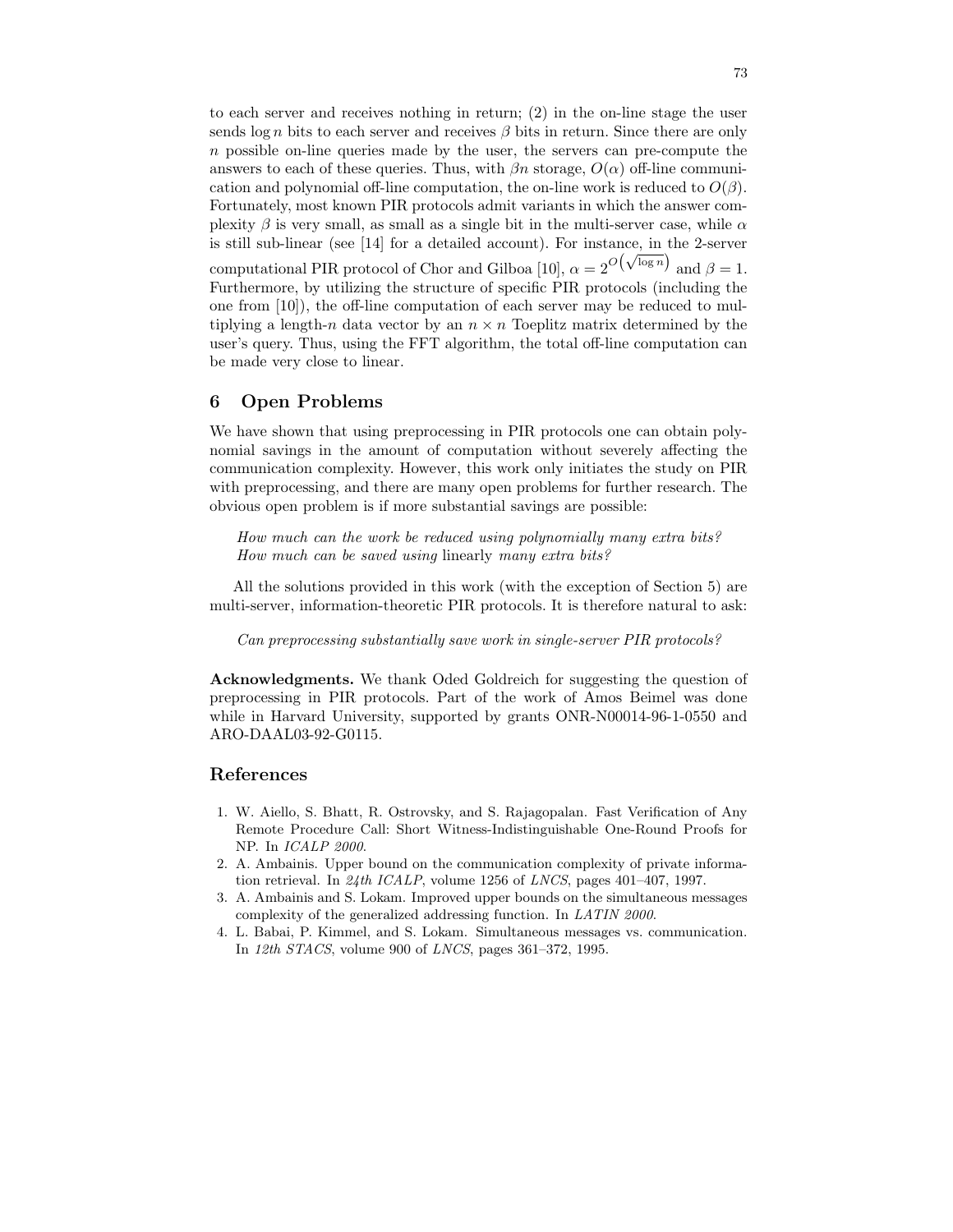to each server and receives nothing in return; (2) in the on-line stage the user sends $\log n$ bits to each server and receives $\beta$ bits in return. Since there are only $n$ possible on-line queries made by the user, the servers can pre-compute the answers to each of these queries. Thus, with $\beta n$ storage, $O(\alpha)$ off-line communication and polynomial off-line computation, the on-line work is reduced to $O(\beta)$. Fortunately, most known PIR protocols admit variants in which the answer complexity $\beta$ is very small, as small as a single bit in the multi-server case, while $\alpha$ is still sub-linear (see [14] for a detailed account). For instance, in the 2-server computational PIR protocol of Chor and Gilboa [10], $\alpha = 2^{O\left(\sqrt{\log n}\right)}$ and $\beta = 1$. Furthermore, by utilizing the structure of specific PIR protocols (including the one from [10]), the off-line computation of each server may be reduced to multiplying a length-$n$ data vector by an $n \times n$ Toeplitz matrix determined by the user's query. Thus, using the FFT algorithm, the total off-line computation can be made very close to linear.

## 6 Open Problems

We have shown that using preprocessing in PIR protocols one can obtain polynomial savings in the amount of computation without severely affecting the communication complexity. However, this work only initiates the study on PIR with preprocessing, and there are many open problems for further research. The obvious open problem is if more substantial savings are possible:

> *How much can the work be reduced using polynomially many extra bits?*
> *How much can be saved using* linearly *many extra bits?*

All the solutions provided in this work (with the exception of Section 5) are multi-server, information-theoretic PIR protocols. It is therefore natural to ask:

> *Can preprocessing substantially save work in single-server PIR protocols?*

**Acknowledgments.** We thank Oded Goldreich for suggesting the question of preprocessing in PIR protocols. Part of the work of Amos Beimel was done while in Harvard University, supported by grants ONR-N00014-96-1-0550 and ARO-DAAL03-92-G0115.

## References

1. W. Aiello, S. Bhatt, R. Ostrovsky, and S. Rajagopalan. Fast Verification of Any Remote Procedure Call: Short Witness-Indistinguishable One-Round Proofs for NP. In *ICALP 2000*.
2. A. Ambainis. Upper bound on the communication complexity of private information retrieval. In *24th ICALP*, volume 1256 of *LNCS*, pages 401–407, 1997.
3. A. Ambainis and S. Lokam. Improved upper bounds on the simultaneous messages complexity of the generalized addressing function. In *LATIN 2000*.
4. L. Babai, P. Kimmel, and S. Lokam. Simultaneous messages vs. communication. In *12th STACS*, volume 900 of *LNCS*, pages 361–372, 1995.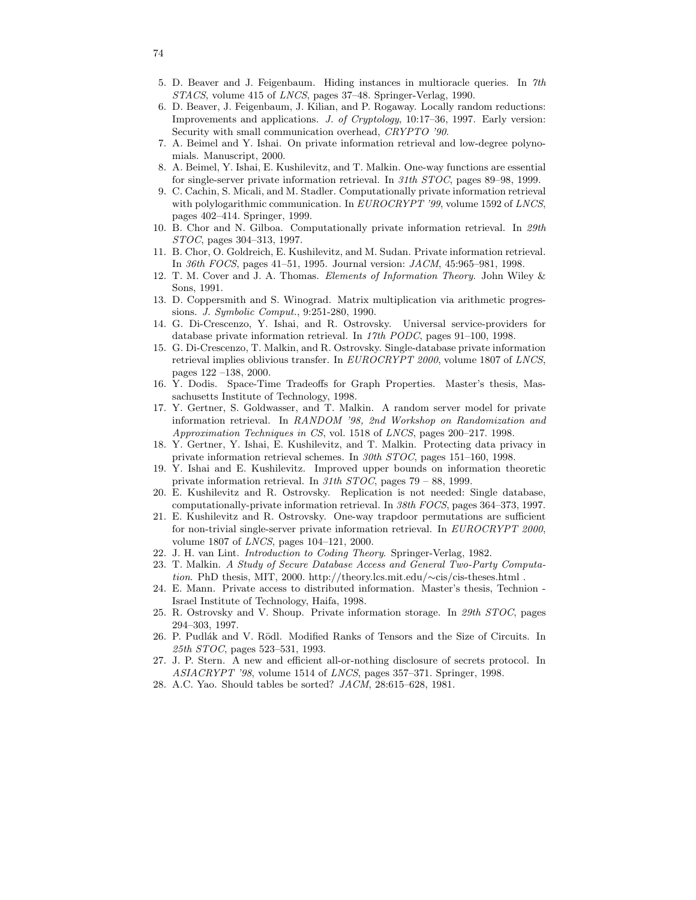5. D. Beaver and J. Feigenbaum. Hiding instances in multioracle queries. In *7th STACS*, volume 415 of *LNCS*, pages 37–48. Springer-Verlag, 1990.
6. D. Beaver, J. Feigenbaum, J. Kilian, and P. Rogaway. Locally random reductions: Improvements and applications. *J. of Cryptology*, 10:17–36, 1997. Early version: Security with small communication overhead, *CRYPTO '90*.
7. A. Beimel and Y. Ishai. On private information retrieval and low-degree polynomials. Manuscript, 2000.
8. A. Beimel, Y. Ishai, E. Kushilevitz, and T. Malkin. One-way functions are essential for single-server private information retrieval. In *31th STOC*, pages 89–98, 1999.
9. C. Cachin, S. Micali, and M. Stadler. Computationally private information retrieval with polylogarithmic communication. In *EUROCRYPT '99*, volume 1592 of *LNCS*, pages 402–414. Springer, 1999.
10. B. Chor and N. Gilboa. Computationally private information retrieval. In *29th STOC*, pages 304–313, 1997.
11. B. Chor, O. Goldreich, E. Kushilevitz, and M. Sudan. Private information retrieval. In *36th FOCS*, pages 41–51, 1995. Journal version: *JACM*, 45:965–981, 1998.
12. T. M. Cover and J. A. Thomas. *Elements of Information Theory*. John Wiley & Sons, 1991.
13. D. Coppersmith and S. Winograd. Matrix multiplication via arithmetic progressions. *J. Symbolic Comput.*, 9:251-280, 1990.
14. G. Di-Crescenzo, Y. Ishai, and R. Ostrovsky. Universal service-providers for database private information retrieval. In *17th PODC*, pages 91–100, 1998.
15. G. Di-Crescenzo, T. Malkin, and R. Ostrovsky. Single-database private information retrieval implies oblivious transfer. In *EUROCRYPT 2000*, volume 1807 of *LNCS*, pages 122 –138, 2000.
16. Y. Dodis. Space-Time Tradeoffs for Graph Properties. Master's thesis, Massachusetts Institute of Technology, 1998.
17. Y. Gertner, S. Goldwasser, and T. Malkin. A random server model for private information retrieval. In *RANDOM '98, 2nd Workshop on Randomization and Approximation Techniques in CS*, vol. 1518 of *LNCS*, pages 200–217. 1998.
18. Y. Gertner, Y. Ishai, E. Kushilevitz, and T. Malkin. Protecting data privacy in private information retrieval schemes. In *30th STOC*, pages 151–160, 1998.
19. Y. Ishai and E. Kushilevitz. Improved upper bounds on information theoretic private information retrieval. In *31th STOC*, pages 79 – 88, 1999.
20. E. Kushilevitz and R. Ostrovsky. Replication is not needed: Single database, computationally-private information retrieval. In *38th FOCS*, pages 364–373, 1997.
21. E. Kushilevitz and R. Ostrovsky. One-way trapdoor permutations are sufficient for non-trivial single-server private information retrieval. In *EUROCRYPT 2000*, volume 1807 of *LNCS*, pages 104–121, 2000.
22. J. H. van Lint. *Introduction to Coding Theory*. Springer-Verlag, 1982.
23. T. Malkin. *A Study of Secure Database Access and General Two-Party Computation*. PhD thesis, MIT, 2000. http://theory.lcs.mit.edu/∼cis/cis-theses.html .
24. E. Mann. Private access to distributed information. Master's thesis, Technion - Israel Institute of Technology, Haifa, 1998.
25. R. Ostrovsky and V. Shoup. Private information storage. In *29th STOC*, pages 294–303, 1997.
26. P. Pudlák and V. Rödl. Modified Ranks of Tensors and the Size of Circuits. In *25th STOC*, pages 523–531, 1993.
27. J. P. Stern. A new and efficient all-or-nothing disclosure of secrets protocol. In *ASIACRYPT '98*, volume 1514 of *LNCS*, pages 357–371. Springer, 1998.
28. A.C. Yao. Should tables be sorted? *JACM*, 28:615–628, 1981.